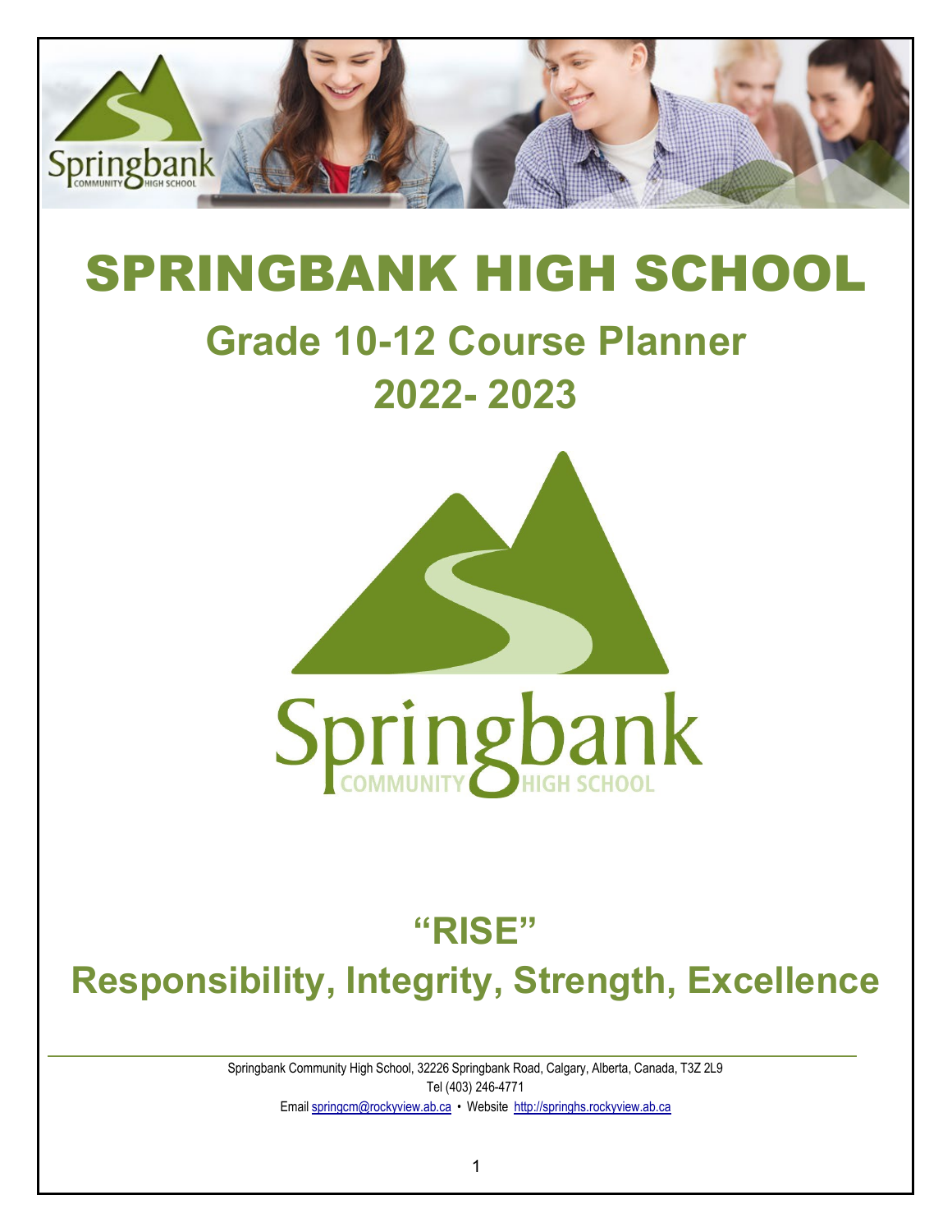# SPRINGBANK HIGH SCHOOL

## Grade 10-12 Course Planner

## 2022- 2023

## "RISE"

## Responsibility, Integrity, Strength, Excellence

Springbank Community High School, 32226 Springbank Road, Calgary, Alberta, Canada, T3Z 2L9

Tel (403) 246-4771

Email springcm@rockyview.ab.ca • Website http://springhs.rockyview.ab.ca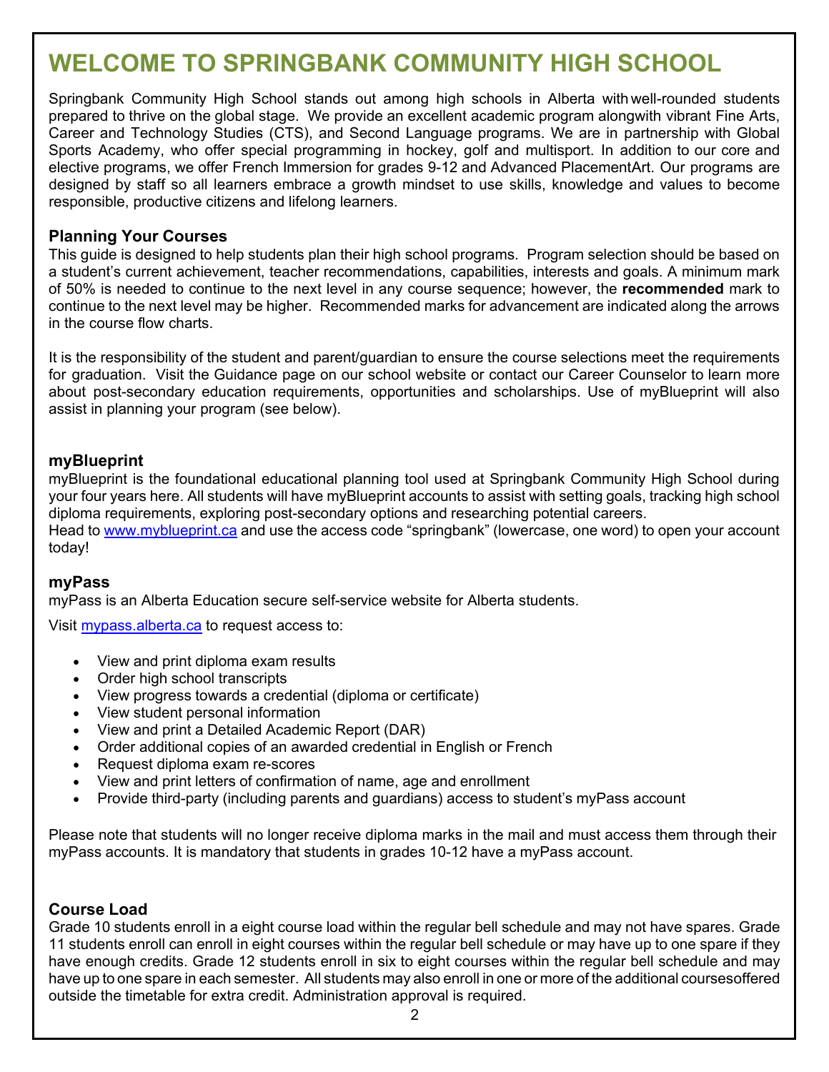# WELCOME TO SPRINGBANK COMMUNITY HIGH SCHOOL

Springbank Community High School stands out among high schools in Alberta with well-rounded students prepared to thrive on the global stage. We provide an excellent academic program alongwith vibrant Fine Arts, Career and Technology Studies (CTS), and Second Language programs. We are in partnership with Global Sports Academy, who offer special programming in hockey, golf and multisport. In addition to our core and elective programs, we offer French Immersion for grades 9-12 and Advanced PlacementArt. Our programs are designed by staff so all learners embrace a growth mindset to use skills, knowledge and values to become responsible, productive citizens and lifelong learners.

### Planning Your Courses

This guide is designed to help students plan their high school programs. Program selection should be based on a student's current achievement, teacher recommendations, capabilities, interests and goals. A minimum mark of 50% is needed to continue to the next level in any course sequence; however, the **recommended** mark to continue to the next level may be higher. Recommended marks for advancement are indicated along the arrows in the course flow charts.

It is the responsibility of the student and parent/guardian to ensure the course selections meet the requirements for graduation. Visit the Guidance page on our school website or contact our Career Counselor to learn more about post-secondary education requirements, opportunities and scholarships. Use of myBlueprint will also assist in planning your program (see below).

### myBlueprint

myBlueprint is the foundational educational planning tool used at Springbank Community High School during your four years here. All students will have myBlueprint accounts to assist with setting goals, tracking high school diploma requirements, exploring post-secondary options and researching potential careers.
Head to www.myblueprint.ca and use the access code "springbank" (lowercase, one word) to open your account today!

### myPass

myPass is an Alberta Education secure self-service website for Alberta students.

Visit mypass.alberta.ca to request access to:

- View and print diploma exam results
- Order high school transcripts
- View progress towards a credential (diploma or certificate)
- View student personal information
- View and print a Detailed Academic Report (DAR)
- Order additional copies of an awarded credential in English or French
- Request diploma exam re-scores
- View and print letters of confirmation of name, age and enrollment
- Provide third-party (including parents and guardians) access to student's myPass account

Please note that students will no longer receive diploma marks in the mail and must access them through their myPass accounts. It is mandatory that students in grades 10-12 have a myPass account.

### Course Load

Grade 10 students enroll in a eight course load within the regular bell schedule and may not have spares. Grade 11 students enroll can enroll in eight courses within the regular bell schedule or may have up to one spare if they have enough credits. Grade 12 students enroll in six to eight courses within the regular bell schedule and may have up to one spare in each semester. All students may also enroll in one or more of the additional coursesoffered outside the timetable for extra credit. Administration approval is required.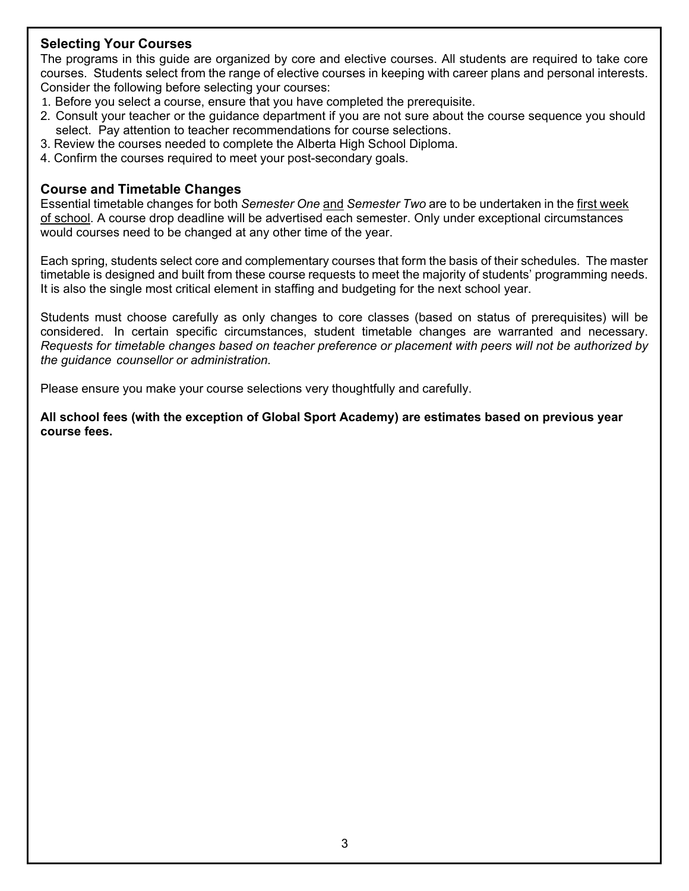## Selecting Your Courses

The programs in this guide are organized by core and elective courses. All students are required to take core courses. Students select from the range of elective courses in keeping with career plans and personal interests. Consider the following before selecting your courses:

1. Before you select a course, ensure that you have completed the prerequisite.
2. Consult your teacher or the guidance department if you are not sure about the course sequence you should select. Pay attention to teacher recommendations for course selections.
3. Review the courses needed to complete the Alberta High School Diploma.
4. Confirm the courses required to meet your post-secondary goals.

## Course and Timetable Changes

Essential timetable changes for both *Semester One* <u>and</u> *Semester Two* are to be undertaken in the <u>first week of school</u>. A course drop deadline will be advertised each semester. Only under exceptional circumstances would courses need to be changed at any other time of the year.

Each spring, students select core and complementary courses that form the basis of their schedules. The master timetable is designed and built from these course requests to meet the majority of students' programming needs. It is also the single most critical element in staffing and budgeting for the next school year.

Students must choose carefully as only changes to core classes (based on status of prerequisites) will be considered. In certain specific circumstances, student timetable changes are warranted and necessary. *Requests for timetable changes based on teacher preference or placement with peers will not be authorized by the guidance counsellor or administration.*

Please ensure you make your course selections very thoughtfully and carefully.

**All school fees (with the exception of Global Sport Academy) are estimates based on previous year course fees.**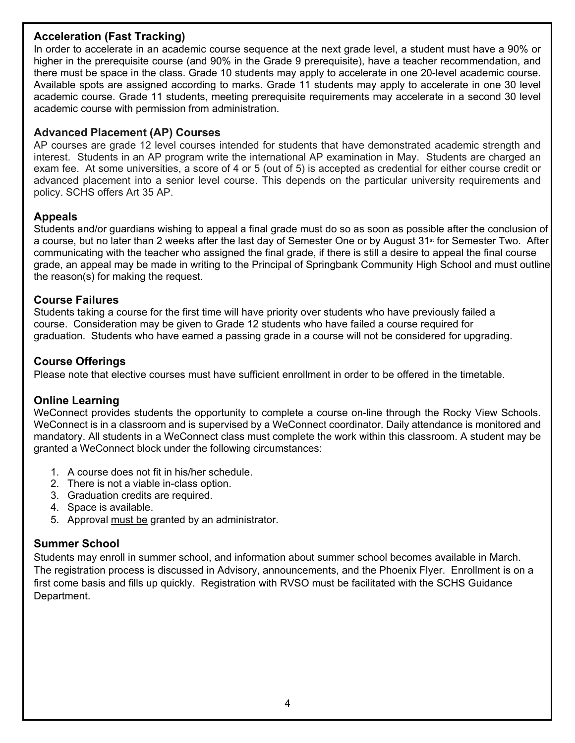## Acceleration (Fast Tracking)

In order to accelerate in an academic course sequence at the next grade level, a student must have a 90% or higher in the prerequisite course (and 90% in the Grade 9 prerequisite), have a teacher recommendation, and there must be space in the class. Grade 10 students may apply to accelerate in one 20-level academic course. Available spots are assigned according to marks. Grade 11 students may apply to accelerate in one 30 level academic course. Grade 11 students, meeting prerequisite requirements may accelerate in a second 30 level academic course with permission from administration.

## Advanced Placement (AP) Courses

AP courses are grade 12 level courses intended for students that have demonstrated academic strength and interest. Students in an AP program write the international AP examination in May. Students are charged an exam fee. At some universities, a score of 4 or 5 (out of 5) is accepted as credential for either course credit or advanced placement into a senior level course. This depends on the particular university requirements and policy. SCHS offers Art 35 AP.

## Appeals

Students and/or guardians wishing to appeal a final grade must do so as soon as possible after the conclusion of a course, but no later than 2 weeks after the last day of Semester One or by August 31st for Semester Two. After communicating with the teacher who assigned the final grade, if there is still a desire to appeal the final course grade, an appeal may be made in writing to the Principal of Springbank Community High School and must outline the reason(s) for making the request.

## Course Failures

Students taking a course for the first time will have priority over students who have previously failed a course. Consideration may be given to Grade 12 students who have failed a course required for graduation. Students who have earned a passing grade in a course will not be considered for upgrading.

## Course Offerings

Please note that elective courses must have sufficient enrollment in order to be offered in the timetable.

## Online Learning

WeConnect provides students the opportunity to complete a course on-line through the Rocky View Schools. WeConnect is in a classroom and is supervised by a WeConnect coordinator. Daily attendance is monitored and mandatory. All students in a WeConnect class must complete the work within this classroom. A student may be granted a WeConnect block under the following circumstances:

1. A course does not fit in his/her schedule.
2. There is not a viable in-class option.
3. Graduation credits are required.
4. Space is available.
5. Approval <u>must be</u> granted by an administrator.

## Summer School

Students may enroll in summer school, and information about summer school becomes available in March. The registration process is discussed in Advisory, announcements, and the Phoenix Flyer. Enrollment is on a first come basis and fills up quickly. Registration with RVSO must be facilitated with the SCHS Guidance Department.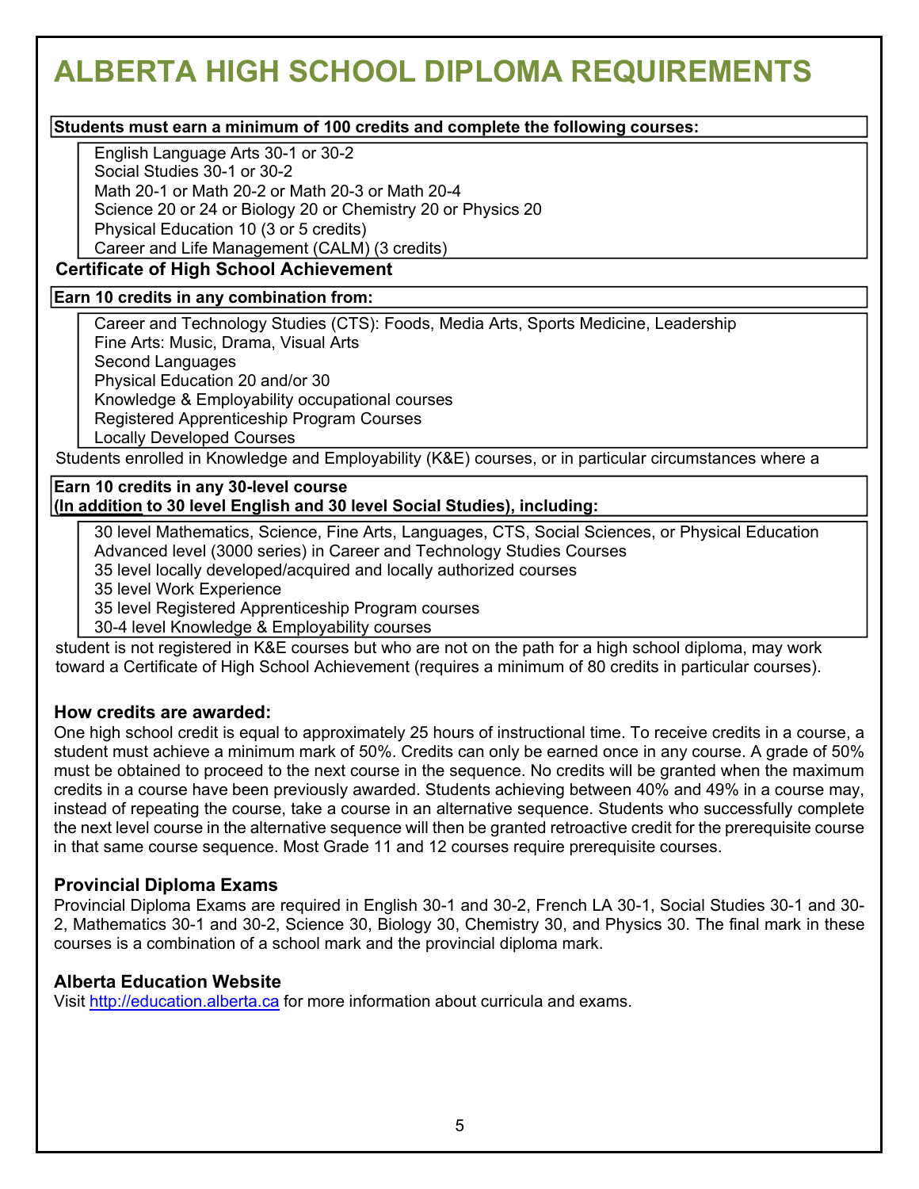# ALBERTA HIGH SCHOOL DIPLOMA REQUIREMENTS

**Students must earn a minimum of 100 credits and complete the following courses:**

- English Language Arts 30-1 or 30-2
- Social Studies 30-1 or 30-2
- Math 20-1 or Math 20-2 or Math 20-3 or Math 20-4
- Science 20 or 24 or Biology 20 or Chemistry 20 or Physics 20
- Physical Education 10 (3 or 5 credits)
- Career and Life Management (CALM) (3 credits)

**Earn 10 credits in any combination from:**

- Career and Technology Studies (CTS): Foods, Media Arts, Sports Medicine, Leadership
- Fine Arts: Music, Drama, Visual Arts
- Second Languages
- Physical Education 20 and/or 30
- Knowledge & Employability occupational courses
- Registered Apprenticeship Program Courses
- Locally Developed Courses

**Earn 10 credits in any 30-level course**
**(In addition to 30 level English and 30 level Social Studies), including:**

- 30 level Mathematics, Science, Fine Arts, Languages, CTS, Social Sciences, or Physical Education
- Advanced level (3000 series) in Career and Technology Studies Courses
- 35 level locally developed/acquired and locally authorized courses
- 35 level Work Experience
- 35 level Registered Apprenticeship Program courses
- 30-4 level Knowledge & Employability courses

### Certificate of High School Achievement

Students enrolled in Knowledge and Employability (K&E) courses, or in particular circumstances where a student is not registered in K&E courses but who are not on the path for a high school diploma, may work toward a Certificate of High School Achievement (requires a minimum of 80 credits in particular courses).

### How credits are awarded:

One high school credit is equal to approximately 25 hours of instructional time. To receive credits in a course, a student must achieve a minimum mark of 50%. Credits can only be earned once in any course. A grade of 50% must be obtained to proceed to the next course in the sequence. No credits will be granted when the maximum credits in a course have been previously awarded. Students achieving between 40% and 49% in a course may, instead of repeating the course, take a course in an alternative sequence. Students who successfully complete the next level course in the alternative sequence will then be granted retroactive credit for the prerequisite course in that same course sequence. Most Grade 11 and 12 courses require prerequisite courses.

### Provincial Diploma Exams

Provincial Diploma Exams are required in English 30-1 and 30-2, French LA 30-1, Social Studies 30-1 and 30-2, Mathematics 30-1 and 30-2, Science 30, Biology 30, Chemistry 30, and Physics 30. The final mark in these courses is a combination of a school mark and the provincial diploma mark.

### Alberta Education Website

Visit http://education.alberta.ca for more information about curricula and exams.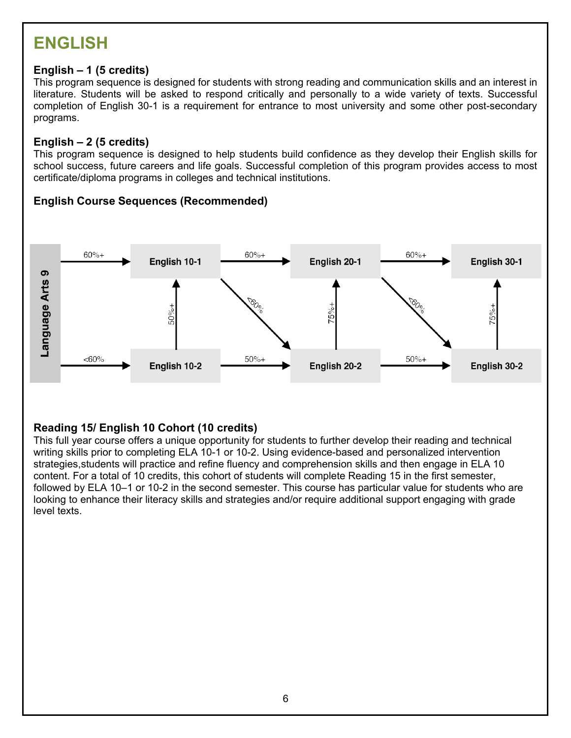# ENGLISH

### English – 1 (5 credits)

This program sequence is designed for students with strong reading and communication skills and an interest in literature. Students will be asked to respond critically and personally to a wide variety of texts. Successful completion of English 30-1 is a requirement for entrance to most university and some other post-secondary programs.

### English – 2 (5 credits)

This program sequence is designed to help students build confidence as they develop their English skills for school success, future careers and life goals. Successful completion of this program provides access to most certificate/diploma programs in colleges and technical institutions.

### English Course Sequences (Recommended)

Language Arts 9

60%+ → English 10-1
<60% → English 10-2

English 10-1 —60%+→ English 20-1 —60%+→ English 30-1

English 10-2 —50%+→ English 20-2 —50%+→ English 30-2

English 10-2 —50%+→ English 10-1
English 10-1 —<60%→ English 20-2
English 20-2 —75%+→ English 20-1
English 20-1 —<60%→ English 30-2
English 30-2 —75%+→ English 30-1

### Reading 15/ English 10 Cohort (10 credits)

This full year course offers a unique opportunity for students to further develop their reading and technical writing skills prior to completing ELA 10-1 or 10-2. Using evidence-based and personalized intervention strategies,students will practice and refine fluency and comprehension skills and then engage in ELA 10 content. For a total of 10 credits, this cohort of students will complete Reading 15 in the first semester, followed by ELA 10–1 or 10-2 in the second semester. This course has particular value for students who are looking to enhance their literacy skills and strategies and/or require additional support engaging with grade level texts.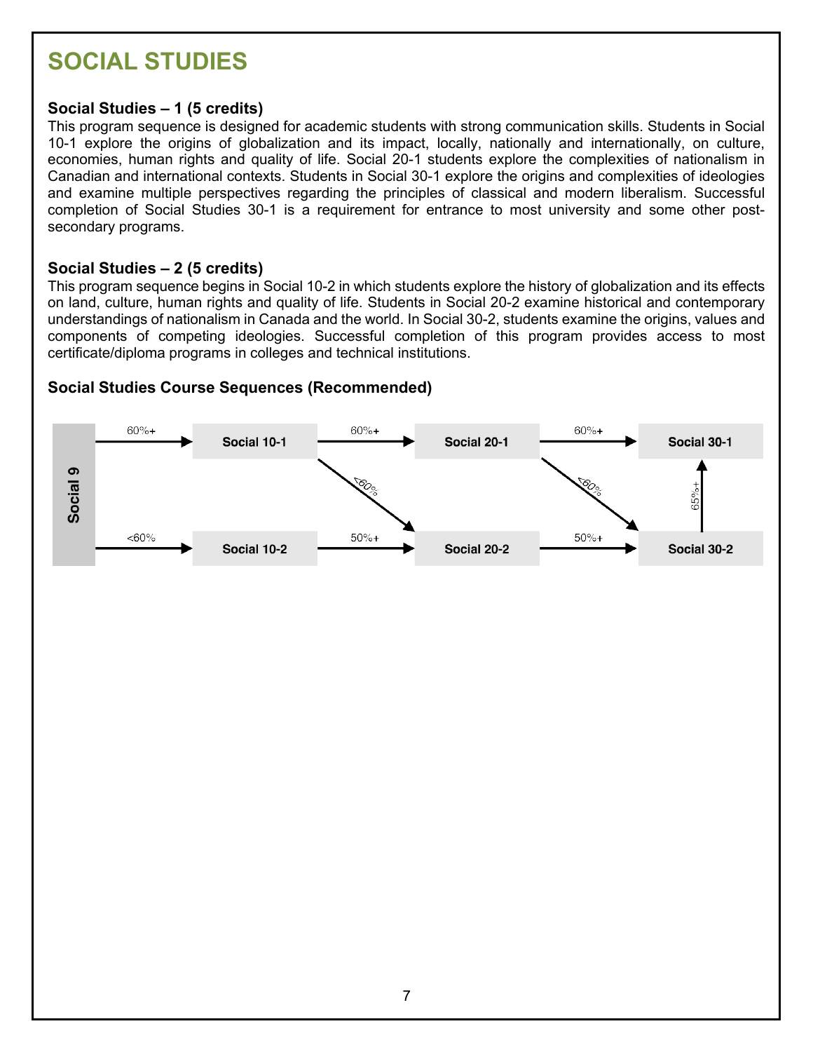# SOCIAL STUDIES

### Social Studies – 1 (5 credits)

This program sequence is designed for academic students with strong communication skills. Students in Social 10-1 explore the origins of globalization and its impact, locally, nationally and internationally, on culture, economies, human rights and quality of life. Social 20-1 students explore the complexities of nationalism in Canadian and international contexts. Students in Social 30-1 explore the origins and complexities of ideologies and examine multiple perspectives regarding the principles of classical and modern liberalism. Successful completion of Social Studies 30-1 is a requirement for entrance to most university and some other post-secondary programs.

### Social Studies – 2 (5 credits)

This program sequence begins in Social 10-2 in which students explore the history of globalization and its effects on land, culture, human rights and quality of life. Students in Social 20-2 examine historical and contemporary understandings of nationalism in Canada and the world. In Social 30-2, students examine the origins, values and components of competing ideologies. Successful completion of this program provides access to most certificate/diploma programs in colleges and technical institutions.

### Social Studies Course Sequences (Recommended)

- Social 9 → Social 10-1 (60%+)
- Social 9 → Social 10-2 (<60%)
- Social 10-1 → Social 20-1 (60%+)
- Social 10-1 → Social 20-2 (<60%)
- Social 10-2 → Social 20-2 (50%+)
- Social 20-1 → Social 30-1 (60%+)
- Social 20-1 → Social 30-2 (<60%)
- Social 20-2 → Social 30-2 (50%+)
- Social 30-2 → Social 30-1 (65%+)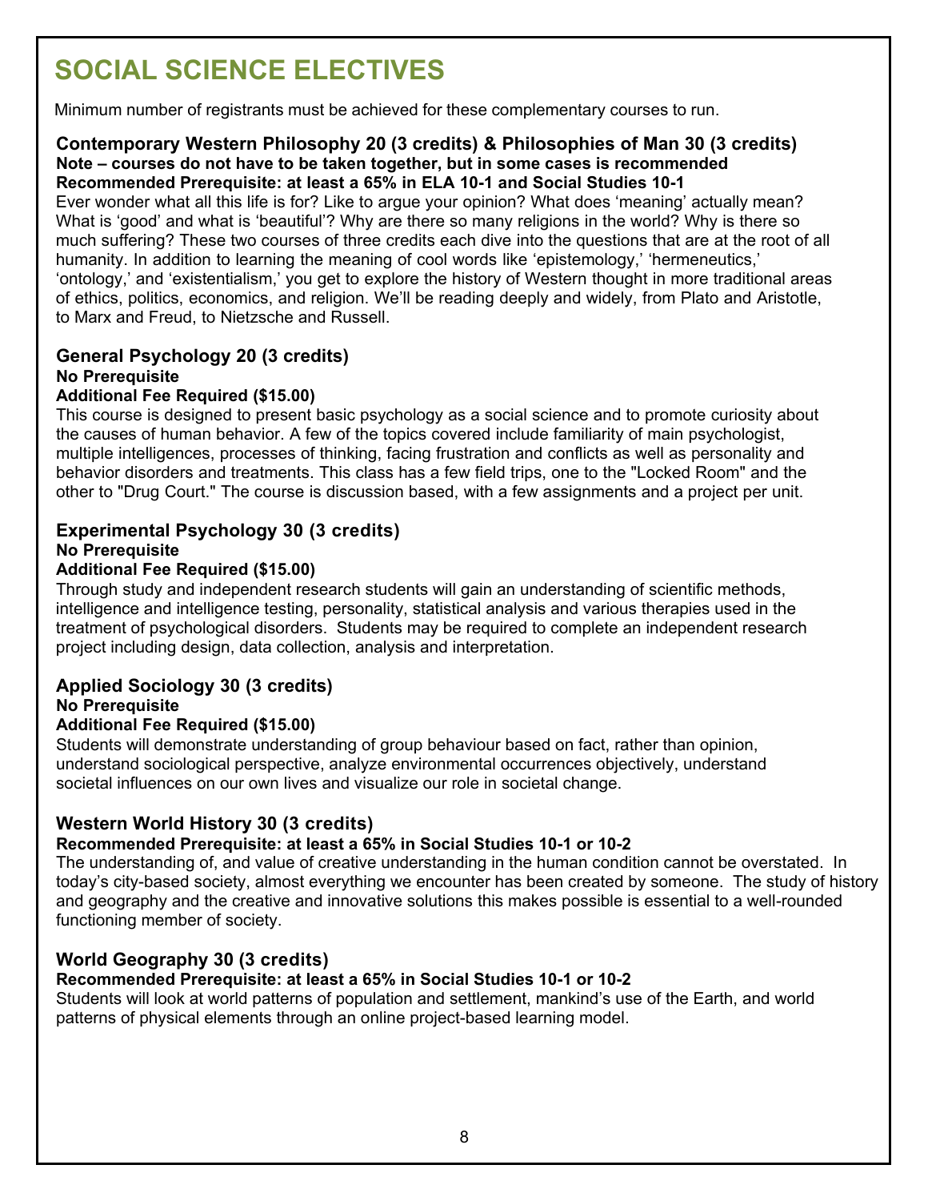# SOCIAL SCIENCE ELECTIVES

Minimum number of registrants must be achieved for these complementary courses to run.

### Contemporary Western Philosophy 20 (3 credits) & Philosophies of Man 30 (3 credits)

**Note – courses do not have to be taken together, but in some cases is recommended**
**Recommended Prerequisite: at least a 65% in ELA 10-1 and Social Studies 10-1**

Ever wonder what all this life is for? Like to argue your opinion? What does 'meaning' actually mean? What is 'good' and what is 'beautiful'? Why are there so many religions in the world? Why is there so much suffering? These two courses of three credits each dive into the questions that are at the root of all humanity. In addition to learning the meaning of cool words like 'epistemology,' 'hermeneutics,' 'ontology,' and 'existentialism,' you get to explore the history of Western thought in more traditional areas of ethics, politics, economics, and religion. We'll be reading deeply and widely, from Plato and Aristotle, to Marx and Freud, to Nietzsche and Russell.

### General Psychology 20 (3 credits)

**No Prerequisite**
**Additional Fee Required ($15.00)**

This course is designed to present basic psychology as a social science and to promote curiosity about the causes of human behavior. A few of the topics covered include familiarity of main psychologist, multiple intelligences, processes of thinking, facing frustration and conflicts as well as personality and behavior disorders and treatments. This class has a few field trips, one to the "Locked Room" and the other to "Drug Court." The course is discussion based, with a few assignments and a project per unit.

### Experimental Psychology 30 (3 credits)

**No Prerequisite**
**Additional Fee Required ($15.00)**

Through study and independent research students will gain an understanding of scientific methods, intelligence and intelligence testing, personality, statistical analysis and various therapies used in the treatment of psychological disorders. Students may be required to complete an independent research project including design, data collection, analysis and interpretation.

### Applied Sociology 30 (3 credits)

**No Prerequisite**
**Additional Fee Required ($15.00)**

Students will demonstrate understanding of group behaviour based on fact, rather than opinion, understand sociological perspective, analyze environmental occurrences objectively, understand societal influences on our own lives and visualize our role in societal change.

### Western World History 30 (3 credits)

**Recommended Prerequisite: at least a 65% in Social Studies 10-1 or 10-2**

The understanding of, and value of creative understanding in the human condition cannot be overstated. In today's city-based society, almost everything we encounter has been created by someone. The study of history and geography and the creative and innovative solutions this makes possible is essential to a well-rounded functioning member of society.

### World Geography 30 (3 credits)

**Recommended Prerequisite: at least a 65% in Social Studies 10-1 or 10-2**

Students will look at world patterns of population and settlement, mankind's use of the Earth, and world patterns of physical elements through an online project-based learning model.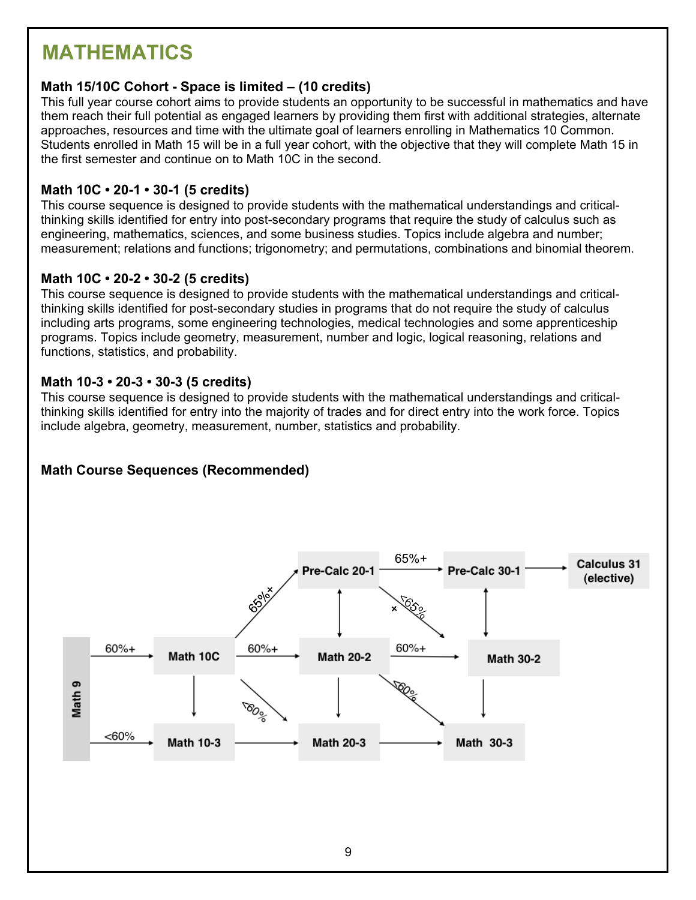# MATHEMATICS

### Math 15/10C Cohort - Space is limited – (10 credits)

This full year course cohort aims to provide students an opportunity to be successful in mathematics and have them reach their full potential as engaged learners by providing them first with additional strategies, alternate approaches, resources and time with the ultimate goal of learners enrolling in Mathematics 10 Common. Students enrolled in Math 15 will be in a full year cohort, with the objective that they will complete Math 15 in the first semester and continue on to Math 10C in the second.

### Math 10C • 20-1 • 30-1 (5 credits)

This course sequence is designed to provide students with the mathematical understandings and critical-thinking skills identified for entry into post-secondary programs that require the study of calculus such as engineering, mathematics, sciences, and some business studies. Topics include algebra and number; measurement; relations and functions; trigonometry; and permutations, combinations and binomial theorem.

### Math 10C • 20-2 • 30-2 (5 credits)

This course sequence is designed to provide students with the mathematical understandings and critical-thinking skills identified for post-secondary studies in programs that do not require the study of calculus including arts programs, some engineering technologies, medical technologies and some apprenticeship programs. Topics include geometry, measurement, number and logic, logical reasoning, relations and functions, statistics, and probability.

### Math 10-3 • 20-3 • 30-3 (5 credits)

This course sequence is designed to provide students with the mathematical understandings and critical-thinking skills identified for entry into the majority of trades and for direct entry into the work force. Topics include algebra, geometry, measurement, number, statistics and probability.

### Math Course Sequences (Recommended)

- Math 9 → (60%+) → Math 10C
- Math 9 → (<60%) → Math 10-3
- Math 10C → (65%+) → Pre-Calc 20-1
- Math 10C → (60%+) → Math 20-2
- Math 10C → (<60%) → Math 20-3
- Math 10C → Math 10-3
- Math 10-3 → Math 20-3
- Pre-Calc 20-1 → (65%+) → Pre-Calc 30-1
- Pre-Calc 20-1 → (<65%) → Math 30-2
- Pre-Calc 20-1 ↔ Math 20-2
- Math 20-2 → (60%+) → Math 30-2
- Math 20-2 → (<60%) → Math 30-3
- Math 20-2 → Math 20-3
- Math 20-3 → Math 30-3
- Pre-Calc 30-1 → Calculus 31 (elective)
- Pre-Calc 30-1 ↔ Math 30-2
- Math 30-2 → Math 30-3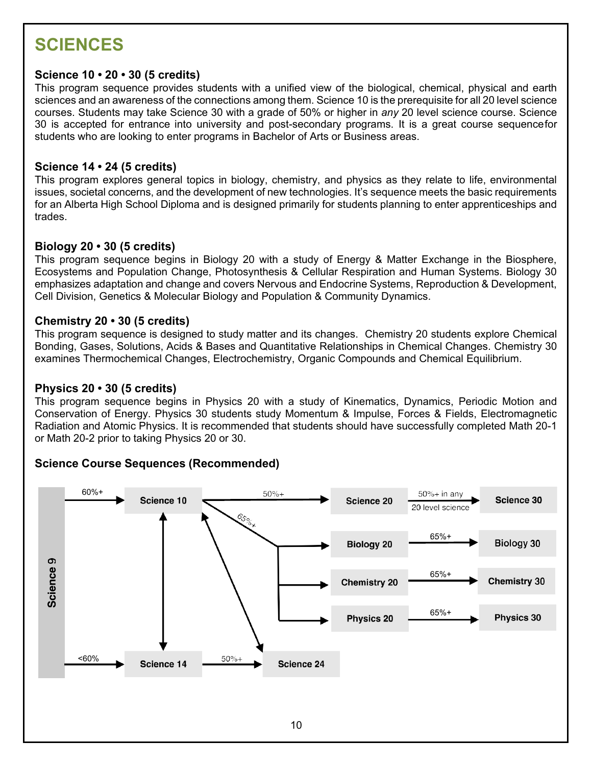# SCIENCES

### Science 10 • 20 • 30 (5 credits)

This program sequence provides students with a unified view of the biological, chemical, physical and earth sciences and an awareness of the connections among them. Science 10 is the prerequisite for all 20 level science courses. Students may take Science 30 with a grade of 50% or higher in *any* 20 level science course. Science 30 is accepted for entrance into university and post-secondary programs. It is a great course sequencefor students who are looking to enter programs in Bachelor of Arts or Business areas.

### Science 14 • 24 (5 credits)

This program explores general topics in biology, chemistry, and physics as they relate to life, environmental issues, societal concerns, and the development of new technologies. It's sequence meets the basic requirements for an Alberta High School Diploma and is designed primarily for students planning to enter apprenticeships and trades.

### Biology 20 • 30 (5 credits)

This program sequence begins in Biology 20 with a study of Energy & Matter Exchange in the Biosphere, Ecosystems and Population Change, Photosynthesis & Cellular Respiration and Human Systems. Biology 30 emphasizes adaptation and change and covers Nervous and Endocrine Systems, Reproduction & Development, Cell Division, Genetics & Molecular Biology and Population & Community Dynamics.

### Chemistry 20 • 30 (5 credits)

This program sequence is designed to study matter and its changes. Chemistry 20 students explore Chemical Bonding, Gases, Solutions, Acids & Bases and Quantitative Relationships in Chemical Changes. Chemistry 30 examines Thermochemical Changes, Electrochemistry, Organic Compounds and Chemical Equilibrium.

### Physics 20 • 30 (5 credits)

This program sequence begins in Physics 20 with a study of Kinematics, Dynamics, Periodic Motion and Conservation of Energy. Physics 30 students study Momentum & Impulse, Forces & Fields, Electromagnetic Radiation and Atomic Physics. It is recommended that students should have successfully completed Math 20-1 or Math 20-2 prior to taking Physics 20 or 30.

### Science Course Sequences (Recommended)

- Science 9 → (60%+) → Science 10
- Science 9 → (<60%) → Science 14
- Science 10 → (50%+) → Science 20
- Science 20 → (50%+ in any 20 level science) → Science 30
- Science 10 → (65%+) → Biology 20 / Chemistry 20 / Physics 20
- Biology 20 → (65%+) → Biology 30
- Chemistry 20 → (65%+) → Chemistry 30
- Physics 20 → (65%+) → Physics 30
- Science 10 ↔ Science 14
- Science 10 ↔ Science 24
- Science 14 → (50%+) → Science 24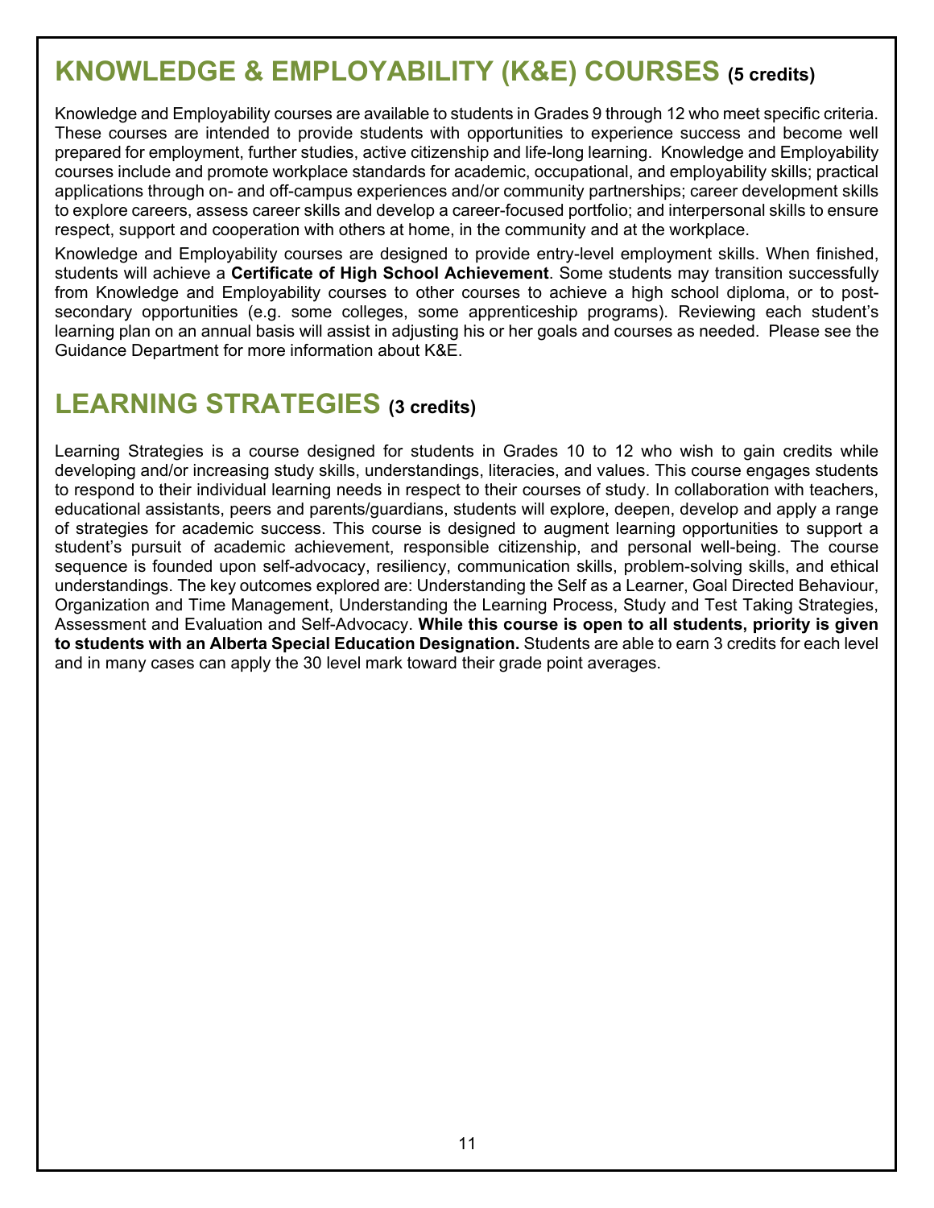## KNOWLEDGE & EMPLOYABILITY (K&E) COURSES (5 credits)

Knowledge and Employability courses are available to students in Grades 9 through 12 who meet specific criteria. These courses are intended to provide students with opportunities to experience success and become well prepared for employment, further studies, active citizenship and life-long learning. Knowledge and Employability courses include and promote workplace standards for academic, occupational, and employability skills; practical applications through on- and off-campus experiences and/or community partnerships; career development skills to explore careers, assess career skills and develop a career-focused portfolio; and interpersonal skills to ensure respect, support and cooperation with others at home, in the community and at the workplace.

Knowledge and Employability courses are designed to provide entry-level employment skills. When finished, students will achieve a **Certificate of High School Achievement**. Some students may transition successfully from Knowledge and Employability courses to other courses to achieve a high school diploma, or to post-secondary opportunities (e.g. some colleges, some apprenticeship programs). Reviewing each student's learning plan on an annual basis will assist in adjusting his or her goals and courses as needed. Please see the Guidance Department for more information about K&E.

## LEARNING STRATEGIES (3 credits)

Learning Strategies is a course designed for students in Grades 10 to 12 who wish to gain credits while developing and/or increasing study skills, understandings, literacies, and values. This course engages students to respond to their individual learning needs in respect to their courses of study. In collaboration with teachers, educational assistants, peers and parents/guardians, students will explore, deepen, develop and apply a range of strategies for academic success. This course is designed to augment learning opportunities to support a student's pursuit of academic achievement, responsible citizenship, and personal well-being. The course sequence is founded upon self-advocacy, resiliency, communication skills, problem-solving skills, and ethical understandings. The key outcomes explored are: Understanding the Self as a Learner, Goal Directed Behaviour, Organization and Time Management, Understanding the Learning Process, Study and Test Taking Strategies, Assessment and Evaluation and Self-Advocacy. **While this course is open to all students, priority is given to students with an Alberta Special Education Designation.** Students are able to earn 3 credits for each level and in many cases can apply the 30 level mark toward their grade point averages.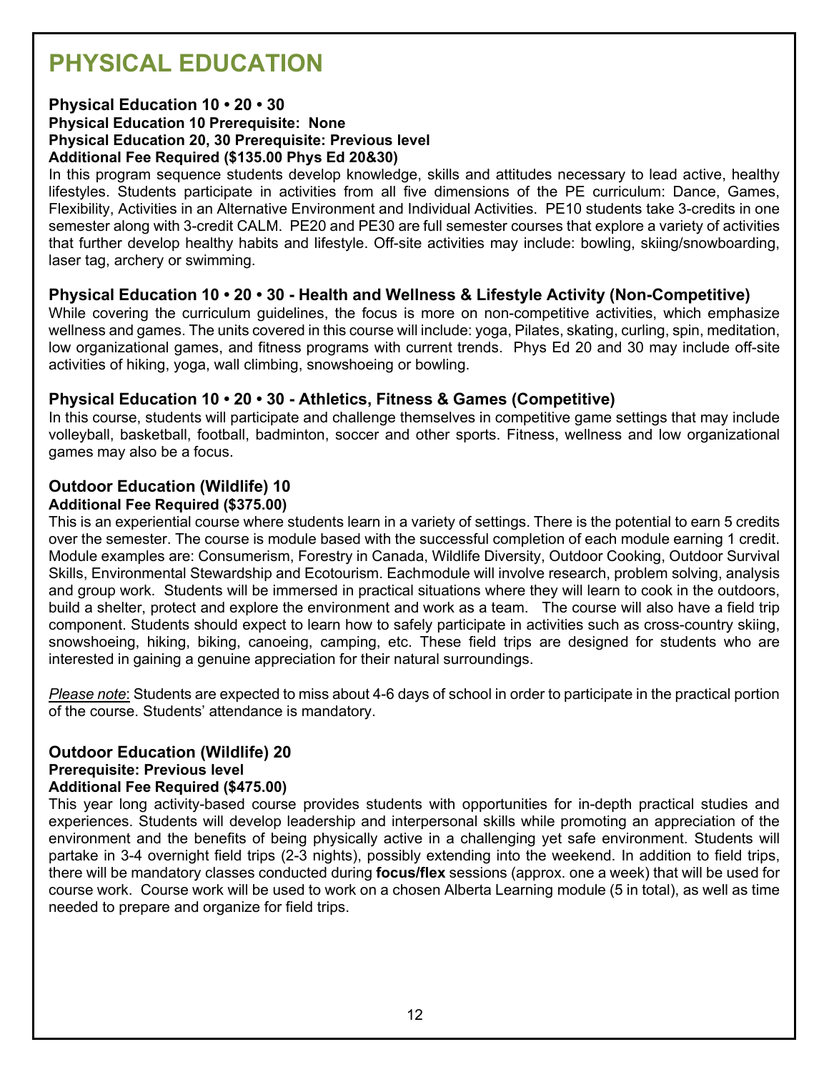# PHYSICAL EDUCATION

### Physical Education 10 • 20 • 30

**Physical Education 10 Prerequisite: None**
**Physical Education 20, 30 Prerequisite: Previous level**
**Additional Fee Required ($135.00 Phys Ed 20&30)**

In this program sequence students develop knowledge, skills and attitudes necessary to lead active, healthy lifestyles. Students participate in activities from all five dimensions of the PE curriculum: Dance, Games, Flexibility, Activities in an Alternative Environment and Individual Activities. PE10 students take 3-credits in one semester along with 3-credit CALM. PE20 and PE30 are full semester courses that explore a variety of activities that further develop healthy habits and lifestyle. Off-site activities may include: bowling, skiing/snowboarding, laser tag, archery or swimming.

### Physical Education 10 • 20 • 30 - Health and Wellness & Lifestyle Activity (Non-Competitive)

While covering the curriculum guidelines, the focus is more on non-competitive activities, which emphasize wellness and games. The units covered in this course will include: yoga, Pilates, skating, curling, spin, meditation, low organizational games, and fitness programs with current trends. Phys Ed 20 and 30 may include off-site activities of hiking, yoga, wall climbing, snowshoeing or bowling.

### Physical Education 10 • 20 • 30 - Athletics, Fitness & Games (Competitive)

In this course, students will participate and challenge themselves in competitive game settings that may include volleyball, basketball, football, badminton, soccer and other sports. Fitness, wellness and low organizational games may also be a focus.

### Outdoor Education (Wildlife) 10

**Additional Fee Required ($375.00)**

This is an experiential course where students learn in a variety of settings. There is the potential to earn 5 credits over the semester. The course is module based with the successful completion of each module earning 1 credit. Module examples are: Consumerism, Forestry in Canada, Wildlife Diversity, Outdoor Cooking, Outdoor Survival Skills, Environmental Stewardship and Ecotourism. Eachmodule will involve research, problem solving, analysis and group work. Students will be immersed in practical situations where they will learn to cook in the outdoors, build a shelter, protect and explore the environment and work as a team. The course will also have a field trip component. Students should expect to learn how to safely participate in activities such as cross-country skiing, snowshoeing, hiking, biking, canoeing, camping, etc. These field trips are designed for students who are interested in gaining a genuine appreciation for their natural surroundings.

*Please note*: Students are expected to miss about 4-6 days of school in order to participate in the practical portion of the course. Students' attendance is mandatory.

### Outdoor Education (Wildlife) 20

**Prerequisite: Previous level**
**Additional Fee Required ($475.00)**

This year long activity-based course provides students with opportunities for in-depth practical studies and experiences. Students will develop leadership and interpersonal skills while promoting an appreciation of the environment and the benefits of being physically active in a challenging yet safe environment. Students will partake in 3-4 overnight field trips (2-3 nights), possibly extending into the weekend. In addition to field trips, there will be mandatory classes conducted during **focus/flex** sessions (approx. one a week) that will be used for course work. Course work will be used to work on a chosen Alberta Learning module (5 in total), as well as time needed to prepare and organize for field trips.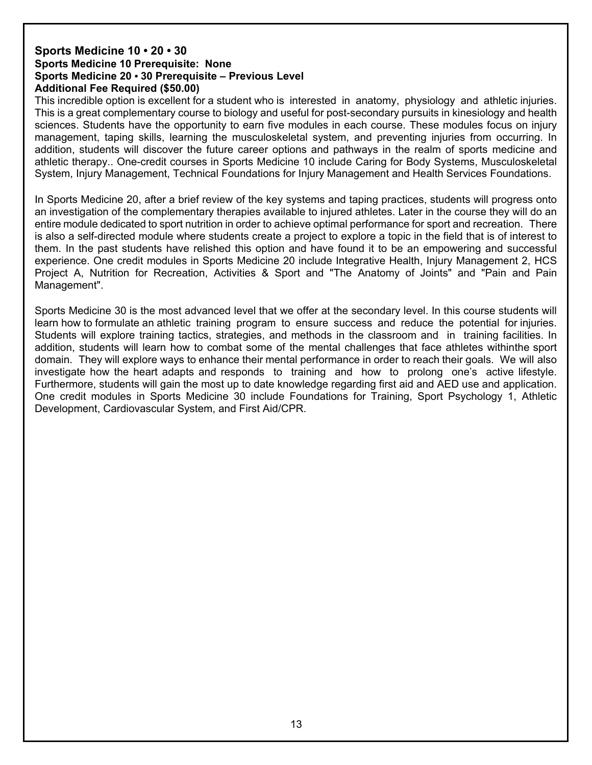## Sports Medicine 10 • 20 • 30

**Sports Medicine 10 Prerequisite: None**
**Sports Medicine 20 • 30 Prerequisite – Previous Level**
**Additional Fee Required ($50.00)**

This incredible option is excellent for a student who is interested in anatomy, physiology and athletic injuries. This is a great complementary course to biology and useful for post-secondary pursuits in kinesiology and health sciences. Students have the opportunity to earn five modules in each course. These modules focus on injury management, taping skills, learning the musculoskeletal system, and preventing injuries from occurring. In addition, students will discover the future career options and pathways in the realm of sports medicine and athletic therapy.. One-credit courses in Sports Medicine 10 include Caring for Body Systems, Musculoskeletal System, Injury Management, Technical Foundations for Injury Management and Health Services Foundations.

In Sports Medicine 20, after a brief review of the key systems and taping practices, students will progress onto an investigation of the complementary therapies available to injured athletes. Later in the course they will do an entire module dedicated to sport nutrition in order to achieve optimal performance for sport and recreation. There is also a self-directed module where students create a project to explore a topic in the field that is of interest to them. In the past students have relished this option and have found it to be an empowering and successful experience. One credit modules in Sports Medicine 20 include Integrative Health, Injury Management 2, HCS Project A, Nutrition for Recreation, Activities & Sport and "The Anatomy of Joints" and "Pain and Pain Management".

Sports Medicine 30 is the most advanced level that we offer at the secondary level. In this course students will learn how to formulate an athletic training program to ensure success and reduce the potential for injuries. Students will explore training tactics, strategies, and methods in the classroom and in training facilities. In addition, students will learn how to combat some of the mental challenges that face athletes withinthe sport domain. They will explore ways to enhance their mental performance in order to reach their goals. We will also investigate how the heart adapts and responds to training and how to prolong one's active lifestyle. Furthermore, students will gain the most up to date knowledge regarding first aid and AED use and application. One credit modules in Sports Medicine 30 include Foundations for Training, Sport Psychology 1, Athletic Development, Cardiovascular System, and First Aid/CPR.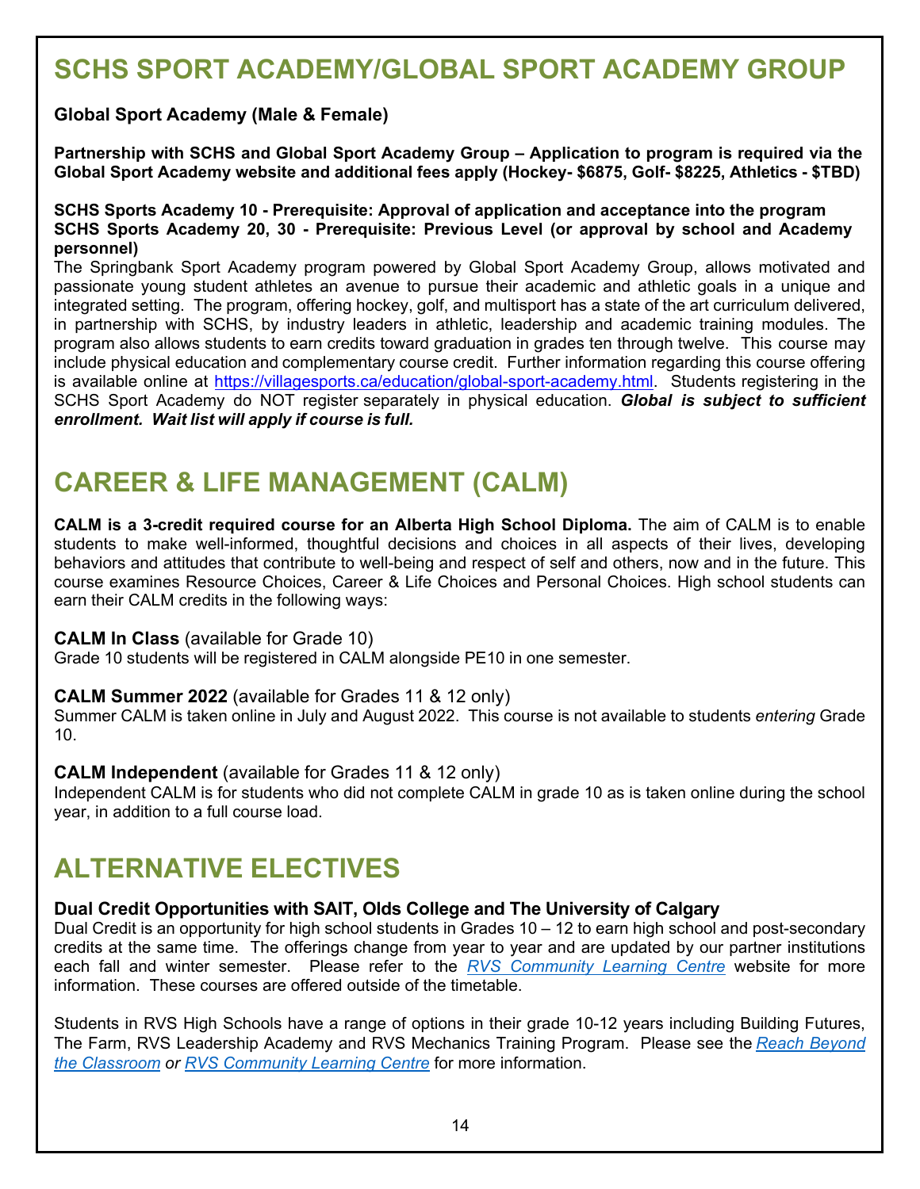# SCHS SPORT ACADEMY/GLOBAL SPORT ACADEMY GROUP

**Global Sport Academy (Male & Female)**

**Partnership with SCHS and Global Sport Academy Group – Application to program is required via the Global Sport Academy website and additional fees apply (Hockey- $6875, Golf- $8225, Athletics - $TBD)**

**SCHS Sports Academy 10 - Prerequisite: Approval of application and acceptance into the program**
**SCHS Sports Academy 20, 30 - Prerequisite: Previous Level (or approval by school and Academy personnel)**

The Springbank Sport Academy program powered by Global Sport Academy Group, allows motivated and passionate young student athletes an avenue to pursue their academic and athletic goals in a unique and integrated setting. The program, offering hockey, golf, and multisport has a state of the art curriculum delivered, in partnership with SCHS, by industry leaders in athletic, leadership and academic training modules. The program also allows students to earn credits toward graduation in grades ten through twelve. This course may include physical education and complementary course credit. Further information regarding this course offering is available online at [https://villagesports.ca/education/global-sport-academy.html](https://villagesports.ca/education/global-sport-academy.html). Students registering in the SCHS Sport Academy do NOT register separately in physical education. ***Global is subject to sufficient enrollment. Wait list will apply if course is full.***

# CAREER & LIFE MANAGEMENT (CALM)

**CALM is a 3-credit required course for an Alberta High School Diploma.** The aim of CALM is to enable students to make well-informed, thoughtful decisions and choices in all aspects of their lives, developing behaviors and attitudes that contribute to well-being and respect of self and others, now and in the future. This course examines Resource Choices, Career & Life Choices and Personal Choices. High school students can earn their CALM credits in the following ways:

**CALM In Class** (available for Grade 10)
Grade 10 students will be registered in CALM alongside PE10 in one semester.

**CALM Summer 2022** (available for Grades 11 & 12 only)
Summer CALM is taken online in July and August 2022. This course is not available to students *entering* Grade 10.

**CALM Independent** (available for Grades 11 & 12 only)
Independent CALM is for students who did not complete CALM in grade 10 as is taken online during the school year, in addition to a full course load.

# ALTERNATIVE ELECTIVES

**Dual Credit Opportunities with SAIT, Olds College and The University of Calgary**
Dual Credit is an opportunity for high school students in Grades 10 – 12 to earn high school and post-secondary credits at the same time. The offerings change from year to year and are updated by our partner institutions each fall and winter semester. Please refer to the *RVS Community Learning Centre* website for more information. These courses are offered outside of the timetable.

Students in RVS High Schools have a range of options in their grade 10-12 years including Building Futures, The Farm, RVS Leadership Academy and RVS Mechanics Training Program. Please see the *Reach Beyond the Classroom* *or* *RVS Community Learning Centre* for more information.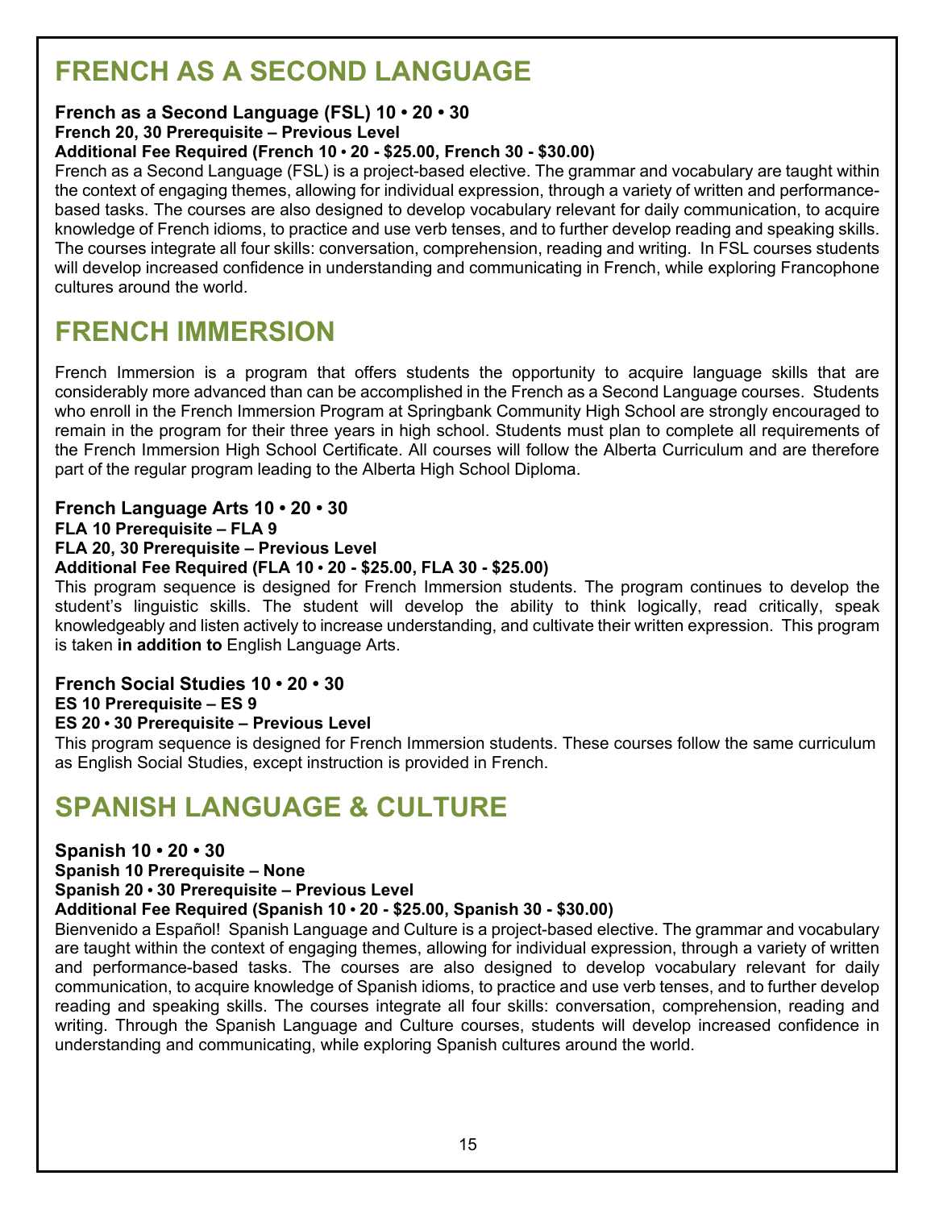# FRENCH AS A SECOND LANGUAGE

**French as a Second Language (FSL) 10 • 20 • 30**
**French 20, 30 Prerequisite – Previous Level**
**Additional Fee Required (French 10 • 20 - $25.00, French 30 - $30.00)**

French as a Second Language (FSL) is a project-based elective. The grammar and vocabulary are taught within the context of engaging themes, allowing for individual expression, through a variety of written and performance-based tasks. The courses are also designed to develop vocabulary relevant for daily communication, to acquire knowledge of French idioms, to practice and use verb tenses, and to further develop reading and speaking skills. The courses integrate all four skills: conversation, comprehension, reading and writing. In FSL courses students will develop increased confidence in understanding and communicating in French, while exploring Francophone cultures around the world.

# FRENCH IMMERSION

French Immersion is a program that offers students the opportunity to acquire language skills that are considerably more advanced than can be accomplished in the French as a Second Language courses. Students who enroll in the French Immersion Program at Springbank Community High School are strongly encouraged to remain in the program for their three years in high school. Students must plan to complete all requirements of the French Immersion High School Certificate. All courses will follow the Alberta Curriculum and are therefore part of the regular program leading to the Alberta High School Diploma.

**French Language Arts 10 • 20 • 30**
**FLA 10 Prerequisite – FLA 9**
**FLA 20, 30 Prerequisite – Previous Level**
**Additional Fee Required (FLA 10 • 20 - $25.00, FLA 30 - $25.00)**

This program sequence is designed for French Immersion students. The program continues to develop the student's linguistic skills. The student will develop the ability to think logically, read critically, speak knowledgeably and listen actively to increase understanding, and cultivate their written expression. This program is taken **in addition to** English Language Arts.

**French Social Studies 10 • 20 • 30**
**ES 10 Prerequisite – ES 9**
**ES 20 • 30 Prerequisite – Previous Level**

This program sequence is designed for French Immersion students. These courses follow the same curriculum as English Social Studies, except instruction is provided in French.

# SPANISH LANGUAGE & CULTURE

**Spanish 10 • 20 • 30**
**Spanish 10 Prerequisite – None**
**Spanish 20 • 30 Prerequisite – Previous Level**
**Additional Fee Required (Spanish 10 • 20 - $25.00, Spanish 30 - $30.00)**

Bienvenido a Español! Spanish Language and Culture is a project-based elective. The grammar and vocabulary are taught within the context of engaging themes, allowing for individual expression, through a variety of written and performance-based tasks. The courses are also designed to develop vocabulary relevant for daily communication, to acquire knowledge of Spanish idioms, to practice and use verb tenses, and to further develop reading and speaking skills. The courses integrate all four skills: conversation, comprehension, reading and writing. Through the Spanish Language and Culture courses, students will develop increased confidence in understanding and communicating, while exploring Spanish cultures around the world.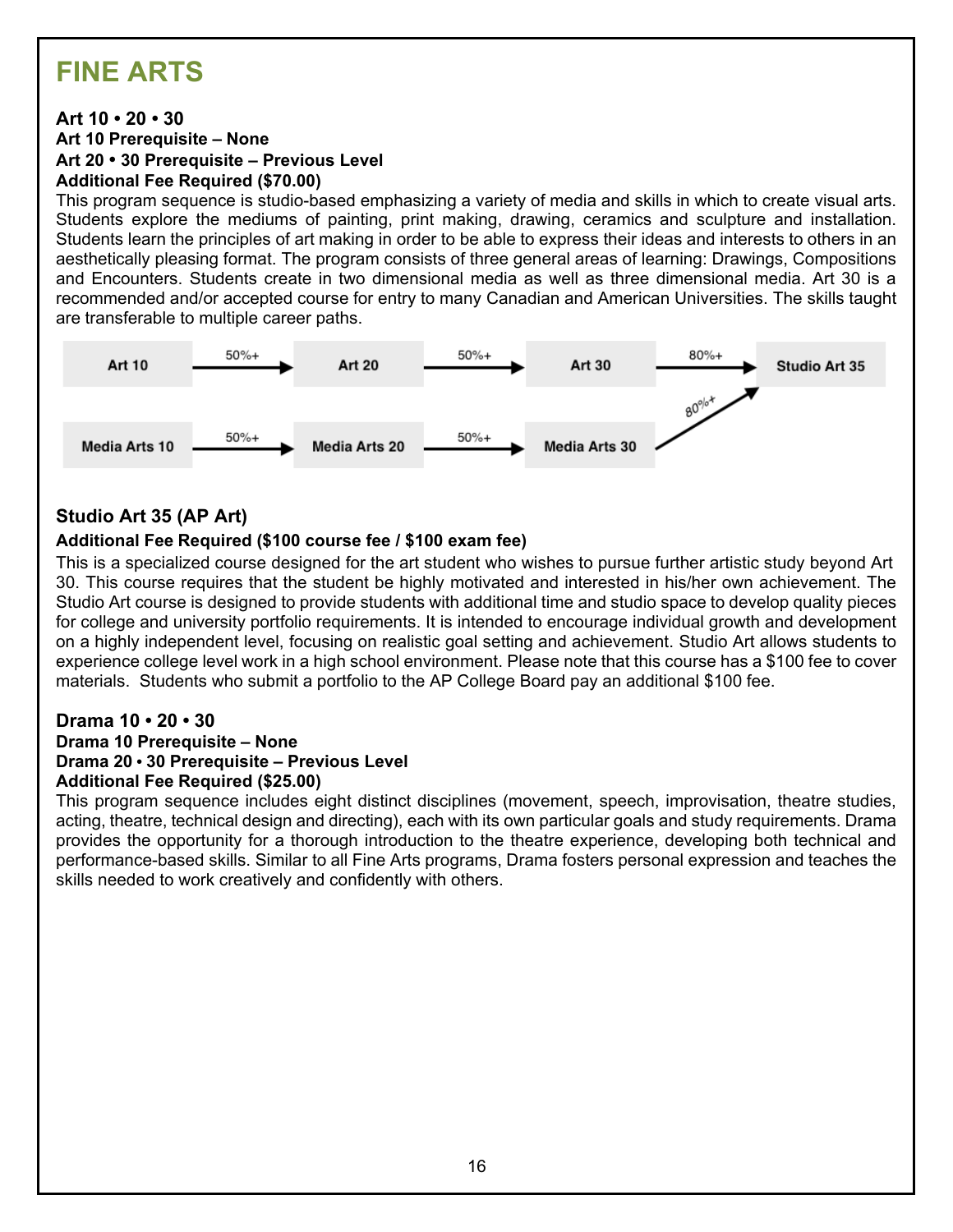# FINE ARTS

**Art 10 • 20 • 30**
**Art 10 Prerequisite – None**
**Art 20 • 30 Prerequisite – Previous Level**
**Additional Fee Required ($70.00)**

This program sequence is studio-based emphasizing a variety of media and skills in which to create visual arts. Students explore the mediums of painting, print making, drawing, ceramics and sculpture and installation. Students learn the principles of art making in order to be able to express their ideas and interests to others in an aesthetically pleasing format. The program consists of three general areas of learning: Drawings, Compositions and Encounters. Students create in two dimensional media as well as three dimensional media. Art 30 is a recommended and/or accepted course for entry to many Canadian and American Universities. The skills taught are transferable to multiple career paths.

Art 10 → (50%+) → Art 20 → (50%+) → Art 30 → (80%+) → Studio Art 35

Media Arts 10 → (50%+) → Media Arts 20 → (50%+) → Media Arts 30 → (80%+) → Studio Art 35

## Studio Art 35 (AP Art)

**Additional Fee Required ($100 course fee / $100 exam fee)**

This is a specialized course designed for the art student who wishes to pursue further artistic study beyond Art 30. This course requires that the student be highly motivated and interested in his/her own achievement. The Studio Art course is designed to provide students with additional time and studio space to develop quality pieces for college and university portfolio requirements. It is intended to encourage individual growth and development on a highly independent level, focusing on realistic goal setting and achievement. Studio Art allows students to experience college level work in a high school environment. Please note that this course has a $100 fee to cover materials. Students who submit a portfolio to the AP College Board pay an additional $100 fee.

**Drama 10 • 20 • 30**
**Drama 10 Prerequisite – None**
**Drama 20 • 30 Prerequisite – Previous Level**
**Additional Fee Required ($25.00)**

This program sequence includes eight distinct disciplines (movement, speech, improvisation, theatre studies, acting, theatre, technical design and directing), each with its own particular goals and study requirements. Drama provides the opportunity for a thorough introduction to the theatre experience, developing both technical and performance-based skills. Similar to all Fine Arts programs, Drama fosters personal expression and teaches the skills needed to work creatively and confidently with others.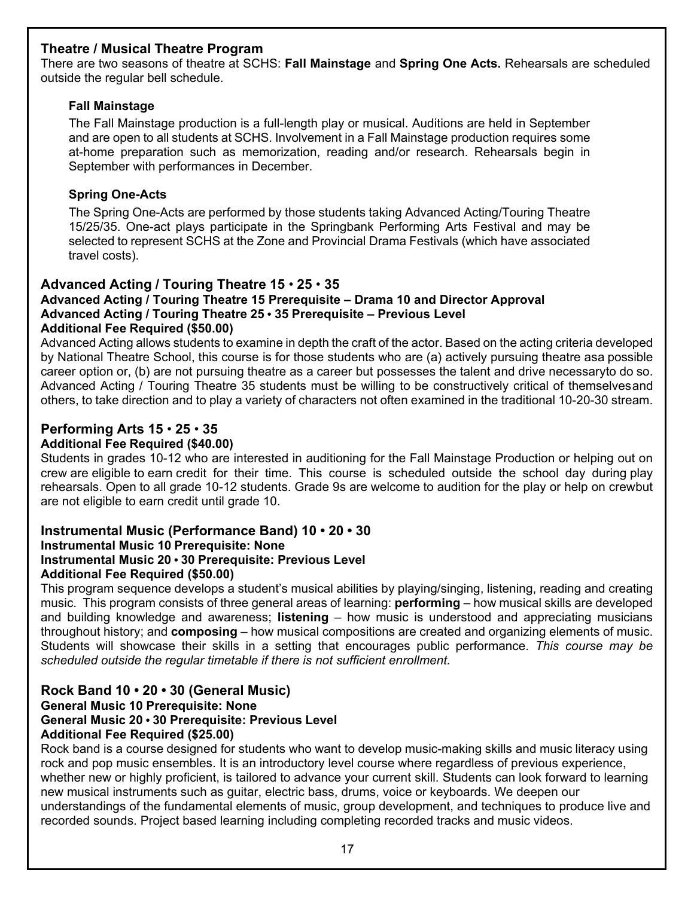## Theatre / Musical Theatre Program

There are two seasons of theatre at SCHS: **Fall Mainstage** and **Spring One Acts.** Rehearsals are scheduled outside the regular bell schedule.

### Fall Mainstage

The Fall Mainstage production is a full-length play or musical. Auditions are held in September and are open to all students at SCHS. Involvement in a Fall Mainstage production requires some at-home preparation such as memorization, reading and/or research. Rehearsals begin in September with performances in December.

### Spring One-Acts

The Spring One-Acts are performed by those students taking Advanced Acting/Touring Theatre 15/25/35. One-act plays participate in the Springbank Performing Arts Festival and may be selected to represent SCHS at the Zone and Provincial Drama Festivals (which have associated travel costs).

## Advanced Acting / Touring Theatre 15 • 25 • 35

**Advanced Acting / Touring Theatre 15 Prerequisite – Drama 10 and Director Approval**
**Advanced Acting / Touring Theatre 25 • 35 Prerequisite – Previous Level**
**Additional Fee Required ($50.00)**

Advanced Acting allows students to examine in depth the craft of the actor. Based on the acting criteria developed by National Theatre School, this course is for those students who are (a) actively pursuing theatre asa possible career option or, (b) are not pursuing theatre as a career but possesses the talent and drive necessaryto do so. Advanced Acting / Touring Theatre 35 students must be willing to be constructively critical of themselvesand others, to take direction and to play a variety of characters not often examined in the traditional 10-20-30 stream.

## Performing Arts 15 • 25 • 35

**Additional Fee Required ($40.00)**

Students in grades 10-12 who are interested in auditioning for the Fall Mainstage Production or helping out on crew are eligible to earn credit for their time. This course is scheduled outside the school day during play rehearsals. Open to all grade 10-12 students. Grade 9s are welcome to audition for the play or help on crewbut are not eligible to earn credit until grade 10.

## Instrumental Music (Performance Band) 10 • 20 • 30

**Instrumental Music 10 Prerequisite: None**
**Instrumental Music 20 • 30 Prerequisite: Previous Level**
**Additional Fee Required ($50.00)**

This program sequence develops a student's musical abilities by playing/singing, listening, reading and creating music. This program consists of three general areas of learning: **performing** – how musical skills are developed and building knowledge and awareness; **listening** – how music is understood and appreciating musicians throughout history; and **composing** – how musical compositions are created and organizing elements of music. Students will showcase their skills in a setting that encourages public performance. *This course may be scheduled outside the regular timetable if there is not sufficient enrollment.*

## Rock Band 10 • 20 • 30 (General Music)

**General Music 10 Prerequisite: None**
**General Music 20 • 30 Prerequisite: Previous Level**
**Additional Fee Required ($25.00)**

Rock band is a course designed for students who want to develop music-making skills and music literacy using rock and pop music ensembles. It is an introductory level course where regardless of previous experience, whether new or highly proficient, is tailored to advance your current skill. Students can look forward to learning new musical instruments such as guitar, electric bass, drums, voice or keyboards. We deepen our understandings of the fundamental elements of music, group development, and techniques to produce live and recorded sounds. Project based learning including completing recorded tracks and music videos.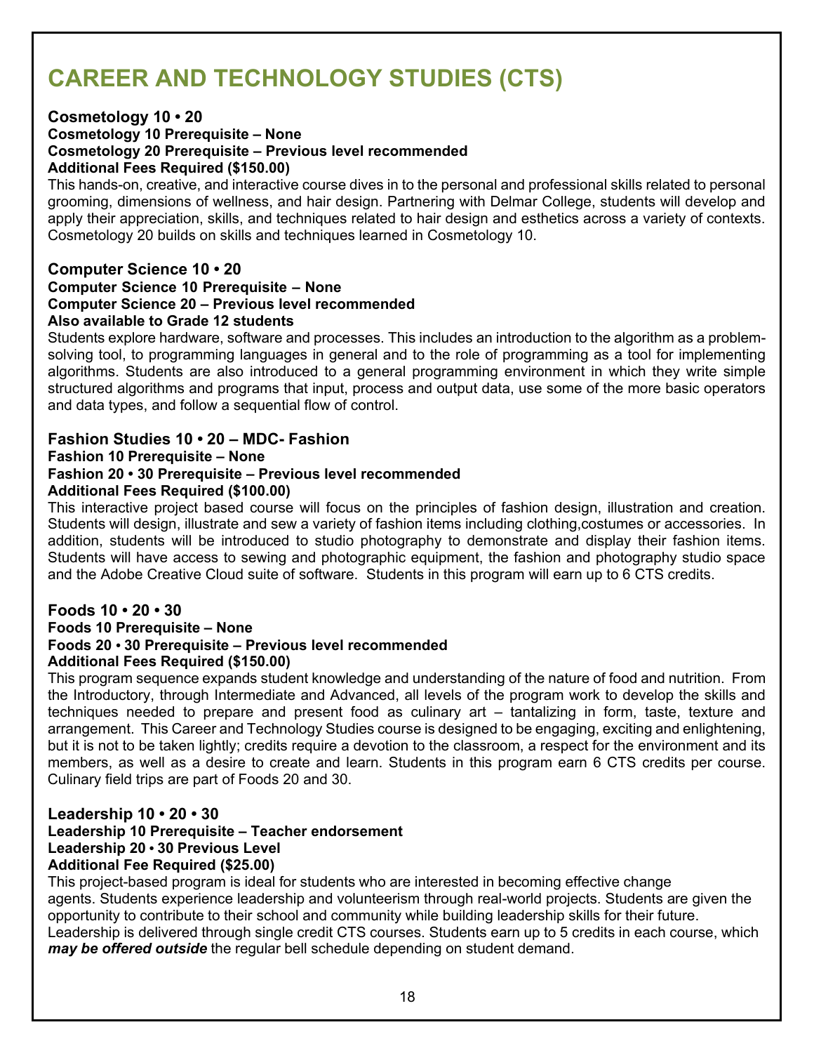# CAREER AND TECHNOLOGY STUDIES (CTS)

### Cosmetology 10 • 20

**Cosmetology 10 Prerequisite – None**
**Cosmetology 20 Prerequisite – Previous level recommended**
**Additional Fees Required ($150.00)**

This hands-on, creative, and interactive course dives in to the personal and professional skills related to personal grooming, dimensions of wellness, and hair design. Partnering with Delmar College, students will develop and apply their appreciation, skills, and techniques related to hair design and esthetics across a variety of contexts. Cosmetology 20 builds on skills and techniques learned in Cosmetology 10.

### Computer Science 10 • 20

**Computer Science 10 Prerequisite – None**
**Computer Science 20 – Previous level recommended**
**Also available to Grade 12 students**

Students explore hardware, software and processes. This includes an introduction to the algorithm as a problem-solving tool, to programming languages in general and to the role of programming as a tool for implementing algorithms. Students are also introduced to a general programming environment in which they write simple structured algorithms and programs that input, process and output data, use some of the more basic operators and data types, and follow a sequential flow of control.

### Fashion Studies 10 • 20 – MDC- Fashion

**Fashion 10 Prerequisite – None**
**Fashion 20 • 30 Prerequisite – Previous level recommended**
**Additional Fees Required ($100.00)**

This interactive project based course will focus on the principles of fashion design, illustration and creation. Students will design, illustrate and sew a variety of fashion items including clothing,costumes or accessories. In addition, students will be introduced to studio photography to demonstrate and display their fashion items. Students will have access to sewing and photographic equipment, the fashion and photography studio space and the Adobe Creative Cloud suite of software. Students in this program will earn up to 6 CTS credits.

### Foods 10 • 20 • 30

**Foods 10 Prerequisite – None**
**Foods 20 • 30 Prerequisite – Previous level recommended**
**Additional Fees Required ($150.00)**

This program sequence expands student knowledge and understanding of the nature of food and nutrition. From the Introductory, through Intermediate and Advanced, all levels of the program work to develop the skills and techniques needed to prepare and present food as culinary art – tantalizing in form, taste, texture and arrangement. This Career and Technology Studies course is designed to be engaging, exciting and enlightening, but it is not to be taken lightly; credits require a devotion to the classroom, a respect for the environment and its members, as well as a desire to create and learn. Students in this program earn 6 CTS credits per course. Culinary field trips are part of Foods 20 and 30.

### Leadership 10 • 20 • 30

**Leadership 10 Prerequisite – Teacher endorsement**
**Leadership 20 • 30 Previous Level**
**Additional Fee Required ($25.00)**

This project-based program is ideal for students who are interested in becoming effective change agents. Students experience leadership and volunteerism through real-world projects. Students are given the opportunity to contribute to their school and community while building leadership skills for their future. Leadership is delivered through single credit CTS courses. Students earn up to 5 credits in each course, which ***may be offered outside*** the regular bell schedule depending on student demand.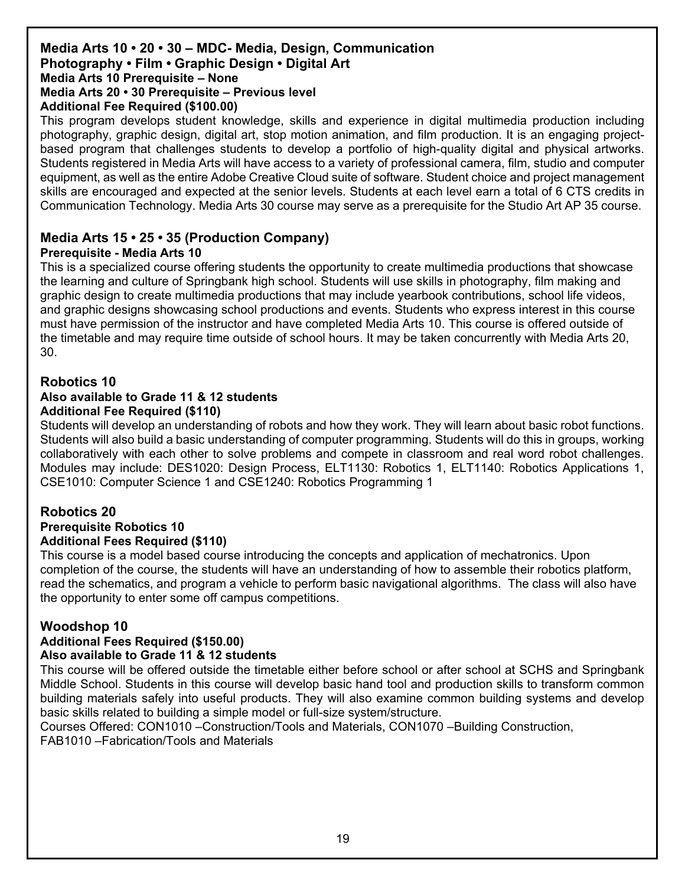## Media Arts 10 • 20 • 30 – MDC- Media, Design, Communication

**Photography • Film • Graphic Design • Digital Art**
**Media Arts 10 Prerequisite – None**
**Media Arts 20 • 30 Prerequisite – Previous level**
**Additional Fee Required ($100.00)**

This program develops student knowledge, skills and experience in digital multimedia production including photography, graphic design, digital art, stop motion animation, and film production. It is an engaging project-based program that challenges students to develop a portfolio of high-quality digital and physical artworks. Students registered in Media Arts will have access to a variety of professional camera, film, studio and computer equipment, as well as the entire Adobe Creative Cloud suite of software. Student choice and project management skills are encouraged and expected at the senior levels. Students at each level earn a total of 6 CTS credits in Communication Technology. Media Arts 30 course may serve as a prerequisite for the Studio Art AP 35 course.

## Media Arts 15 • 25 • 35 (Production Company)

**Prerequisite - Media Arts 10**

This is a specialized course offering students the opportunity to create multimedia productions that showcase the learning and culture of Springbank high school. Students will use skills in photography, film making and graphic design to create multimedia productions that may include yearbook contributions, school life videos, and graphic designs showcasing school productions and events. Students who express interest in this course must have permission of the instructor and have completed Media Arts 10. This course is offered outside of the timetable and may require time outside of school hours. It may be taken concurrently with Media Arts 20, 30.

## Robotics 10

**Also available to Grade 11 & 12 students**
**Additional Fee Required ($110)**

Students will develop an understanding of robots and how they work. They will learn about basic robot functions. Students will also build a basic understanding of computer programming. Students will do this in groups, working collaboratively with each other to solve problems and compete in classroom and real word robot challenges. Modules may include: DES1020: Design Process, ELT1130: Robotics 1, ELT1140: Robotics Applications 1, CSE1010: Computer Science 1 and CSE1240: Robotics Programming 1

## Robotics 20

**Prerequisite Robotics 10**
**Additional Fees Required ($110)**

This course is a model based course introducing the concepts and application of mechatronics. Upon completion of the course, the students will have an understanding of how to assemble their robotics platform, read the schematics, and program a vehicle to perform basic navigational algorithms. The class will also have the opportunity to enter some off campus competitions.

## Woodshop 10

**Additional Fees Required ($150.00)**
**Also available to Grade 11 & 12 students**

This course will be offered outside the timetable either before school or after school at SCHS and Springbank Middle School. Students in this course will develop basic hand tool and production skills to transform common building materials safely into useful products. They will also examine common building systems and develop basic skills related to building a simple model or full-size system/structure.

Courses Offered: CON1010 –Construction/Tools and Materials, CON1070 –Building Construction, FAB1010 –Fabrication/Tools and Materials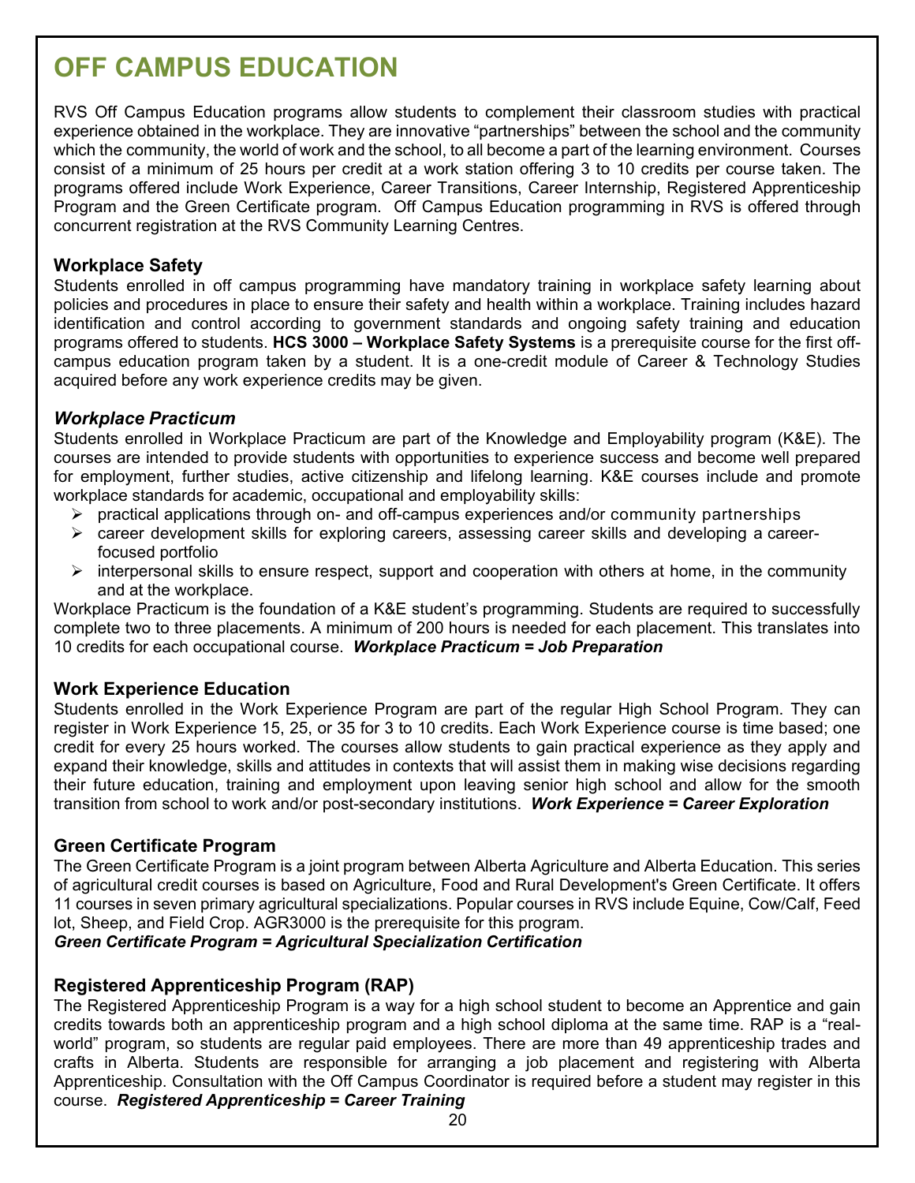# OFF CAMPUS EDUCATION

RVS Off Campus Education programs allow students to complement their classroom studies with practical experience obtained in the workplace. They are innovative "partnerships" between the school and the community which the community, the world of work and the school, to all become a part of the learning environment. Courses consist of a minimum of 25 hours per credit at a work station offering 3 to 10 credits per course taken. The programs offered include Work Experience, Career Transitions, Career Internship, Registered Apprenticeship Program and the Green Certificate program. Off Campus Education programming in RVS is offered through concurrent registration at the RVS Community Learning Centres.

### Workplace Safety

Students enrolled in off campus programming have mandatory training in workplace safety learning about policies and procedures in place to ensure their safety and health within a workplace. Training includes hazard identification and control according to government standards and ongoing safety training and education programs offered to students. **HCS 3000 – Workplace Safety Systems** is a prerequisite course for the first off-campus education program taken by a student. It is a one-credit module of Career & Technology Studies acquired before any work experience credits may be given.

### *Workplace Practicum*

Students enrolled in Workplace Practicum are part of the Knowledge and Employability program (K&E). The courses are intended to provide students with opportunities to experience success and become well prepared for employment, further studies, active citizenship and lifelong learning. K&E courses include and promote workplace standards for academic, occupational and employability skills:

- practical applications through on- and off-campus experiences and/or community partnerships
- career development skills for exploring careers, assessing career skills and developing a career-focused portfolio
- interpersonal skills to ensure respect, support and cooperation with others at home, in the community and at the workplace.

Workplace Practicum is the foundation of a K&E student's programming. Students are required to successfully complete two to three placements. A minimum of 200 hours is needed for each placement. This translates into 10 credits for each occupational course. ***Workplace Practicum = Job Preparation***

### Work Experience Education

Students enrolled in the Work Experience Program are part of the regular High School Program. They can register in Work Experience 15, 25, or 35 for 3 to 10 credits. Each Work Experience course is time based; one credit for every 25 hours worked. The courses allow students to gain practical experience as they apply and expand their knowledge, skills and attitudes in contexts that will assist them in making wise decisions regarding their future education, training and employment upon leaving senior high school and allow for the smooth transition from school to work and/or post-secondary institutions. ***Work Experience = Career Exploration***

### Green Certificate Program

The Green Certificate Program is a joint program between Alberta Agriculture and Alberta Education. This series of agricultural credit courses is based on Agriculture, Food and Rural Development's Green Certificate. It offers 11 courses in seven primary agricultural specializations. Popular courses in RVS include Equine, Cow/Calf, Feed lot, Sheep, and Field Crop. AGR3000 is the prerequisite for this program.
***Green Certificate Program = Agricultural Specialization Certification***

### Registered Apprenticeship Program (RAP)

The Registered Apprenticeship Program is a way for a high school student to become an Apprentice and gain credits towards both an apprenticeship program and a high school diploma at the same time. RAP is a "real-world" program, so students are regular paid employees. There are more than 49 apprenticeship trades and crafts in Alberta. Students are responsible for arranging a job placement and registering with Alberta Apprenticeship. Consultation with the Off Campus Coordinator is required before a student may register in this course. ***Registered Apprenticeship = Career Training***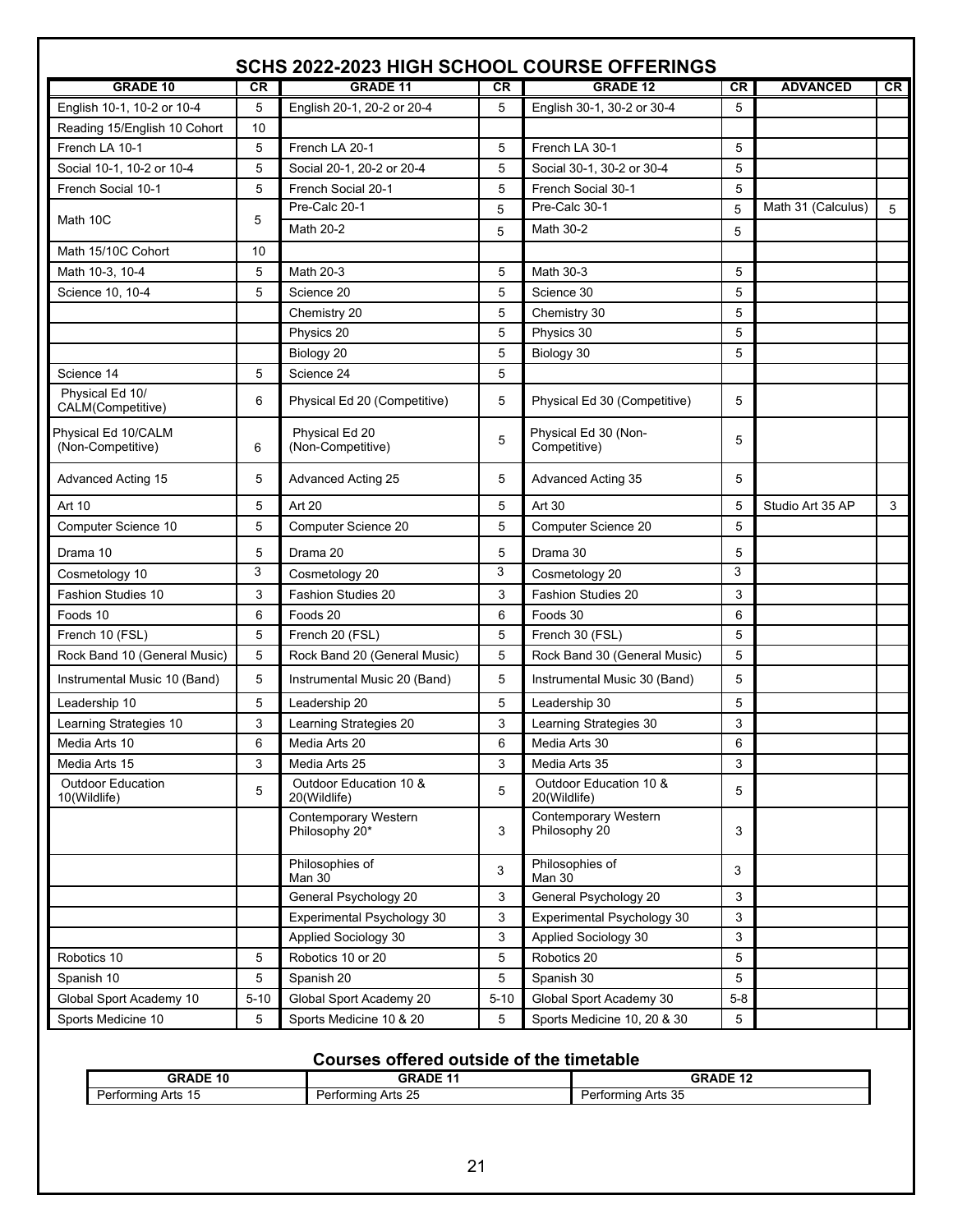# SCHS 2022-2023 HIGH SCHOOL COURSE OFFERINGS

| GRADE 10 | CR | GRADE 11 | CR | GRADE 12 | CR | ADVANCED | CR |
|---|---|---|---|---|---|---|---|
| English 10-1, 10-2 or 10-4 | 5 | English 20-1, 20-2 or 20-4 | 5 | English 30-1, 30-2 or 30-4 | 5 | | |
| Reading 15/English 10 Cohort | 10 | | | | | | |
| French LA 10-1 | 5 | French LA 20-1 | 5 | French LA 30-1 | 5 | | |
| Social 10-1, 10-2 or 10-4 | 5 | Social 20-1, 20-2 or 20-4 | 5 | Social 30-1, 30-2 or 30-4 | 5 | | |
| French Social 10-1 | 5 | French Social 20-1 | 5 | French Social 30-1 | 5 | | |
| Math 10C | 5 | Pre-Calc 20-1 | 5 | Pre-Calc 30-1 | 5 | Math 31 (Calculus) | 5 |
| | | Math 20-2 | 5 | Math 30-2 | 5 | | |
| Math 15/10C Cohort | 10 | | | | | | |
| Math 10-3, 10-4 | 5 | Math 20-3 | 5 | Math 30-3 | 5 | | |
| Science 10, 10-4 | 5 | Science 20 | 5 | Science 30 | 5 | | |
| | | Chemistry 20 | 5 | Chemistry 30 | 5 | | |
| | | Physics 20 | 5 | Physics 30 | 5 | | |
| | | Biology 20 | 5 | Biology 30 | 5 | | |
| Science 14 | 5 | Science 24 | 5 | | | | |
| Physical Ed 10/ CALM(Competitive) | 6 | Physical Ed 20 (Competitive) | 5 | Physical Ed 30 (Competitive) | 5 | | |
| Physical Ed 10/CALM (Non-Competitive) | 6 | Physical Ed 20 (Non-Competitive) | 5 | Physical Ed 30 (Non-Competitive) | 5 | | |
| Advanced Acting 15 | 5 | Advanced Acting 25 | 5 | Advanced Acting 35 | 5 | | |
| Art 10 | 5 | Art 20 | 5 | Art 30 | 5 | Studio Art 35 AP | 3 |
| Computer Science 10 | 5 | Computer Science 20 | 5 | Computer Science 20 | 5 | | |
| Drama 10 | 5 | Drama 20 | 5 | Drama 30 | 5 | | |
| Cosmetology 10 | 3 | Cosmetology 20 | 3 | Cosmetology 20 | 3 | | |
| Fashion Studies 10 | 3 | Fashion Studies 20 | 3 | Fashion Studies 20 | 3 | | |
| Foods 10 | 6 | Foods 20 | 6 | Foods 30 | 6 | | |
| French 10 (FSL) | 5 | French 20 (FSL) | 5 | French 30 (FSL) | 5 | | |
| Rock Band 10 (General Music) | 5 | Rock Band 20 (General Music) | 5 | Rock Band 30 (General Music) | 5 | | |
| Instrumental Music 10 (Band) | 5 | Instrumental Music 20 (Band) | 5 | Instrumental Music 30 (Band) | 5 | | |
| Leadership 10 | 5 | Leadership 20 | 5 | Leadership 30 | 5 | | |
| Learning Strategies 10 | 3 | Learning Strategies 20 | 3 | Learning Strategies 30 | 3 | | |
| Media Arts 10 | 6 | Media Arts 20 | 6 | Media Arts 30 | 6 | | |
| Media Arts 15 | 3 | Media Arts 25 | 3 | Media Arts 35 | 3 | | |
| Outdoor Education 10(Wildlife) | 5 | Outdoor Education 10 & 20(Wildlife) | 5 | Outdoor Education 10 & 20(Wildlife) | 5 | | |
| | | Contemporary Western Philosophy 20* | 3 | Contemporary Western Philosophy 20 | 3 | | |
| | | Philosophies of Man 30 | 3 | Philosophies of Man 30 | 3 | | |
| | | General Psychology 20 | 3 | General Psychology 20 | 3 | | |
| | | Experimental Psychology 30 | 3 | Experimental Psychology 30 | 3 | | |
| | | Applied Sociology 30 | 3 | Applied Sociology 30 | 3 | | |
| Robotics 10 | 5 | Robotics 10 or 20 | 5 | Robotics 20 | 5 | | |
| Spanish 10 | 5 | Spanish 20 | 5 | Spanish 30 | 5 | | |
| Global Sport Academy 10 | 5-10 | Global Sport Academy 20 | 5-10 | Global Sport Academy 30 | 5-8 | | |
| Sports Medicine 10 | 5 | Sports Medicine 10 & 20 | 5 | Sports Medicine 10, 20 & 30 | 5 | | |

## Courses offered outside of the timetable

| GRADE 10 | GRADE 11 | GRADE 12 |
|---|---|---|
| Performing Arts 15 | Performing Arts 25 | Performing Arts 35 |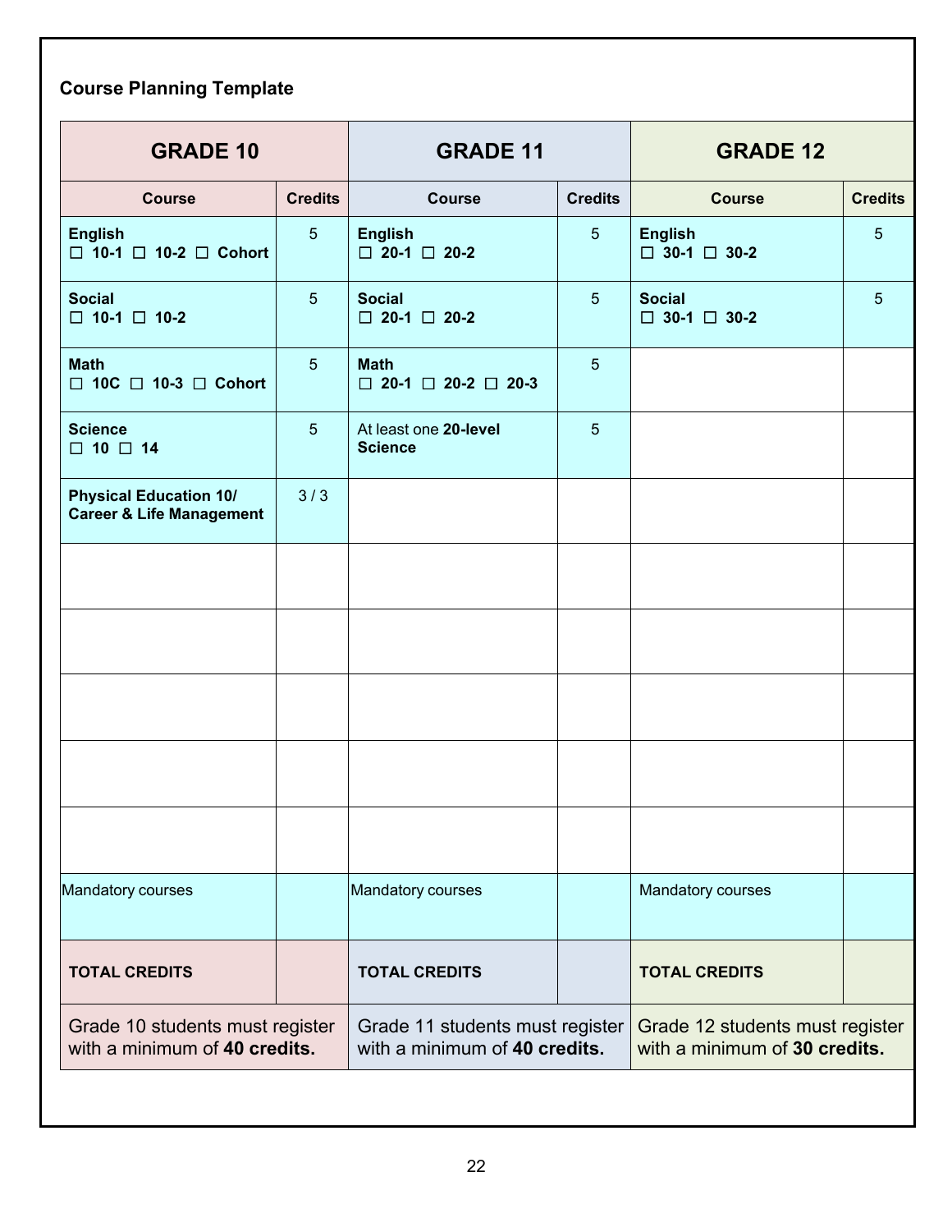**Course Planning Template**

| GRADE 10 | | GRADE 11 | | GRADE 12 | |
|---|---|---|---|---|---|
| **Course** | **Credits** | **Course** | **Credits** | **Course** | **Credits** |
| **English** ☐ **10-1** ☐ **10-2** ☐ **Cohort** | 5 | **English** ☐ **20-1** ☐ **20-2** | 5 | **English** ☐ **30-1** ☐ **30-2** | 5 |
| **Social** ☐ **10-1** ☐ **10-2** | 5 | **Social** ☐ **20-1** ☐ **20-2** | 5 | **Social** ☐ **30-1** ☐ **30-2** | 5 |
| **Math** ☐ **10C** ☐ **10-3** ☐ **Cohort** | 5 | **Math** ☐ **20-1** ☐ **20-2** ☐ **20-3** | 5 | | |
| **Science** ☐ **10** ☐ **14** | 5 | At least one **20-level Science** | 5 | | |
| **Physical Education 10/ Career & Life Management** | 3 / 3 | | | | |
| | | | | | |
| | | | | | |
| | | | | | |
| | | | | | |
| | | | | | |
| Mandatory courses | | Mandatory courses | | Mandatory courses | |
| **TOTAL CREDITS** | | **TOTAL CREDITS** | | **TOTAL CREDITS** | |
| Grade 10 students must register with a minimum of **40 credits.** | | Grade 11 students must register with a minimum of **40 credits.** | | Grade 12 students must register with a minimum of **30 credits.** | |